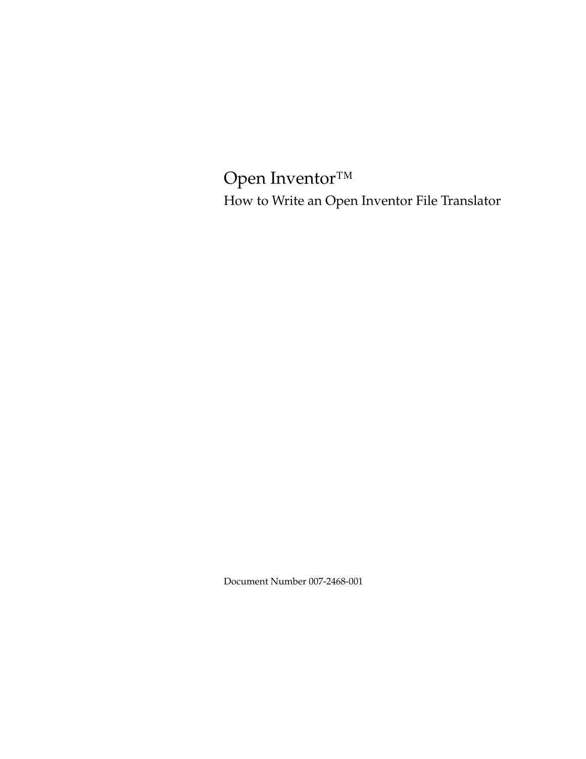# Open Inventor™

## How to Write an Open Inventor File Translator

Document Number 007-2468-001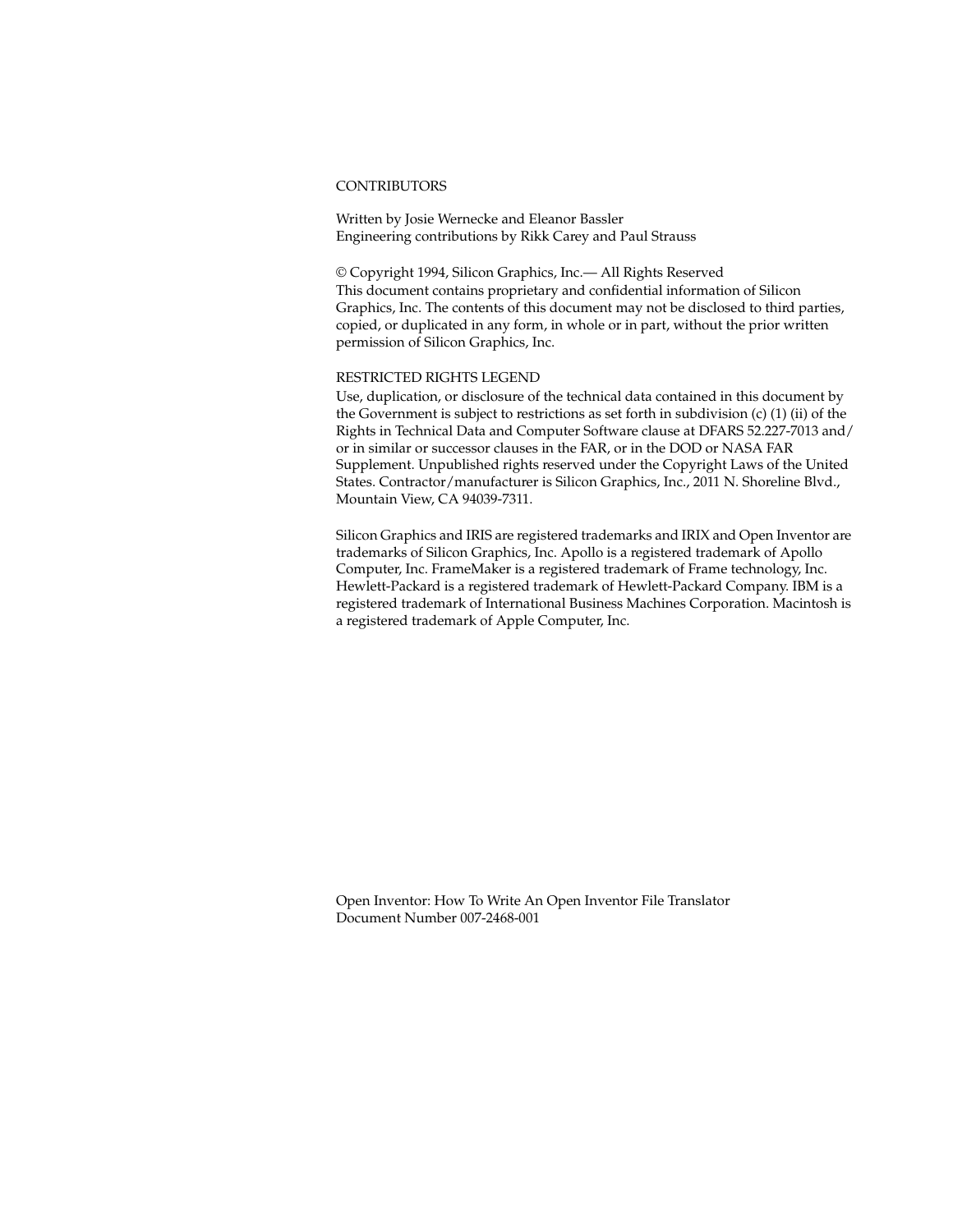CONTRIBUTORS

Written by Josie Wernecke and Eleanor Bassler
Engineering contributions by Rikk Carey and Paul Strauss

© Copyright 1994, Silicon Graphics, Inc.— All Rights Reserved
This document contains proprietary and confidential information of Silicon Graphics, Inc. The contents of this document may not be disclosed to third parties, copied, or duplicated in any form, in whole or in part, without the prior written permission of Silicon Graphics, Inc.

RESTRICTED RIGHTS LEGEND
Use, duplication, or disclosure of the technical data contained in this document by the Government is subject to restrictions as set forth in subdivision (c) (1) (ii) of the Rights in Technical Data and Computer Software clause at DFARS 52.227-7013 and/ or in similar or successor clauses in the FAR, or in the DOD or NASA FAR Supplement. Unpublished rights reserved under the Copyright Laws of the United States. Contractor/manufacturer is Silicon Graphics, Inc., 2011 N. Shoreline Blvd., Mountain View, CA 94039-7311.

Silicon Graphics and IRIS are registered trademarks and IRIX and Open Inventor are trademarks of Silicon Graphics, Inc. Apollo is a registered trademark of Apollo Computer, Inc. FrameMaker is a registered trademark of Frame technology, Inc. Hewlett-Packard is a registered trademark of Hewlett-Packard Company. IBM is a registered trademark of International Business Machines Corporation. Macintosh is a registered trademark of Apple Computer, Inc.

Open Inventor: How To Write An Open Inventor File Translator
Document Number 007-2468-001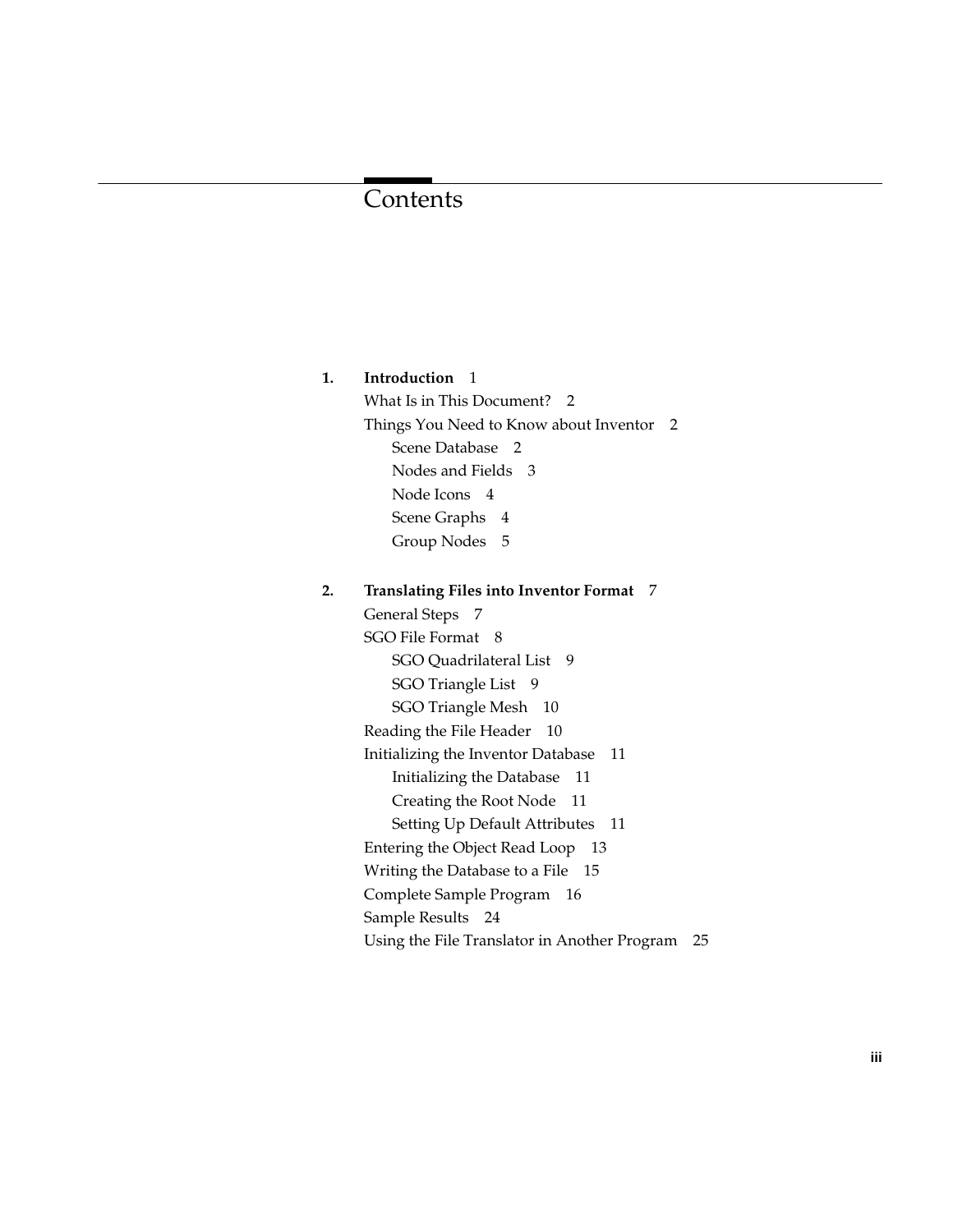# Contents

**1. Introduction** 1

- What Is in This Document? 2
- Things You Need to Know about Inventor 2
  - Scene Database 2
  - Nodes and Fields 3
  - Node Icons 4
  - Scene Graphs 4
  - Group Nodes 5

**2. Translating Files into Inventor Format** 7

- General Steps 7
- SGO File Format 8
  - SGO Quadrilateral List 9
  - SGO Triangle List 9
  - SGO Triangle Mesh 10
- Reading the File Header 10
- Initializing the Inventor Database 11
  - Initializing the Database 11
  - Creating the Root Node 11
  - Setting Up Default Attributes 11
- Entering the Object Read Loop 13
- Writing the Database to a File 15
- Complete Sample Program 16
- Sample Results 24
- Using the File Translator in Another Program 25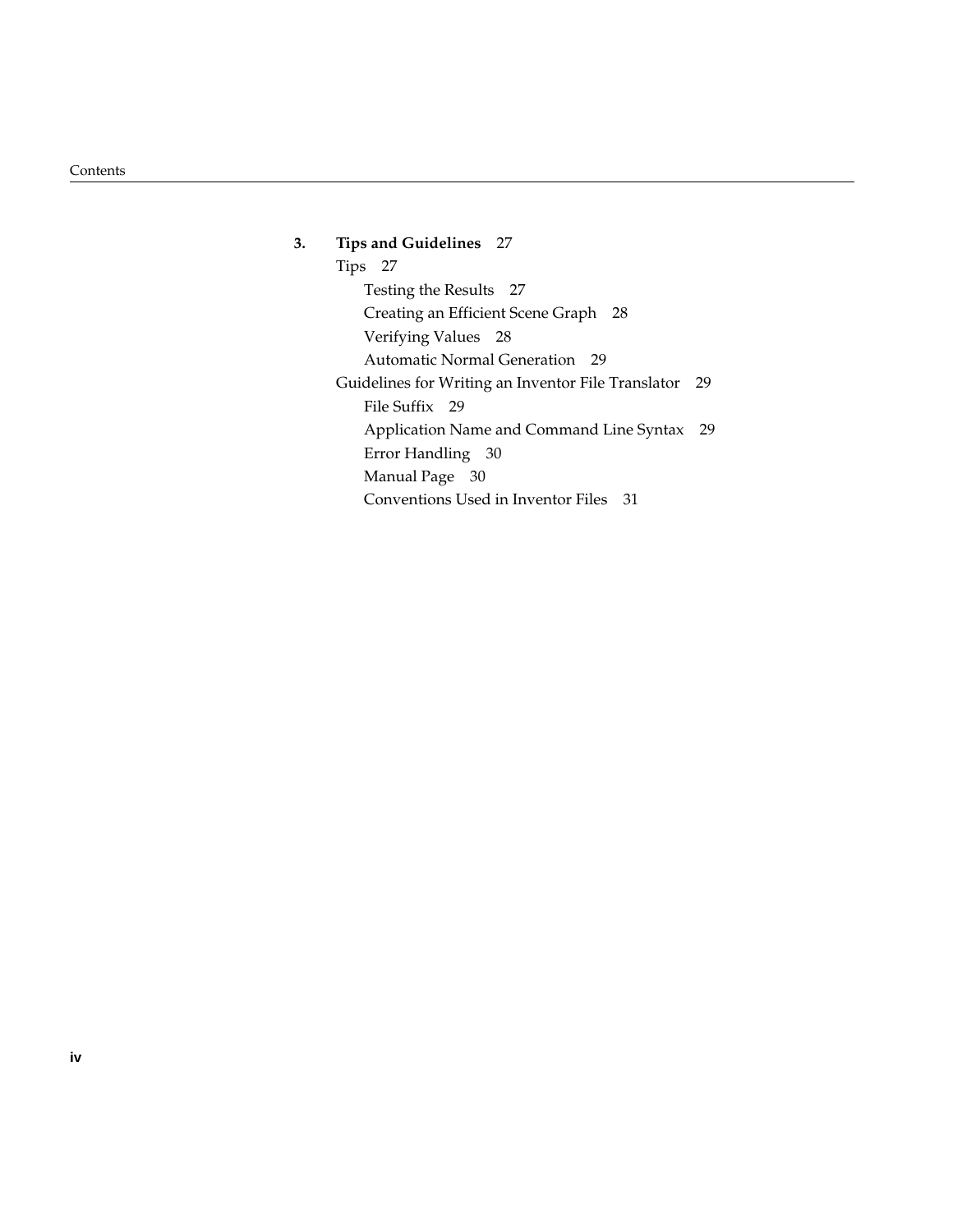**3. Tips and Guidelines** 27

- Tips 27
  - Testing the Results 27
  - Creating an Efficient Scene Graph 28
  - Verifying Values 28
  - Automatic Normal Generation 29
- Guidelines for Writing an Inventor File Translator 29
  - File Suffix 29
  - Application Name and Command Line Syntax 29
  - Error Handling 30
  - Manual Page 30
  - Conventions Used in Inventor Files 31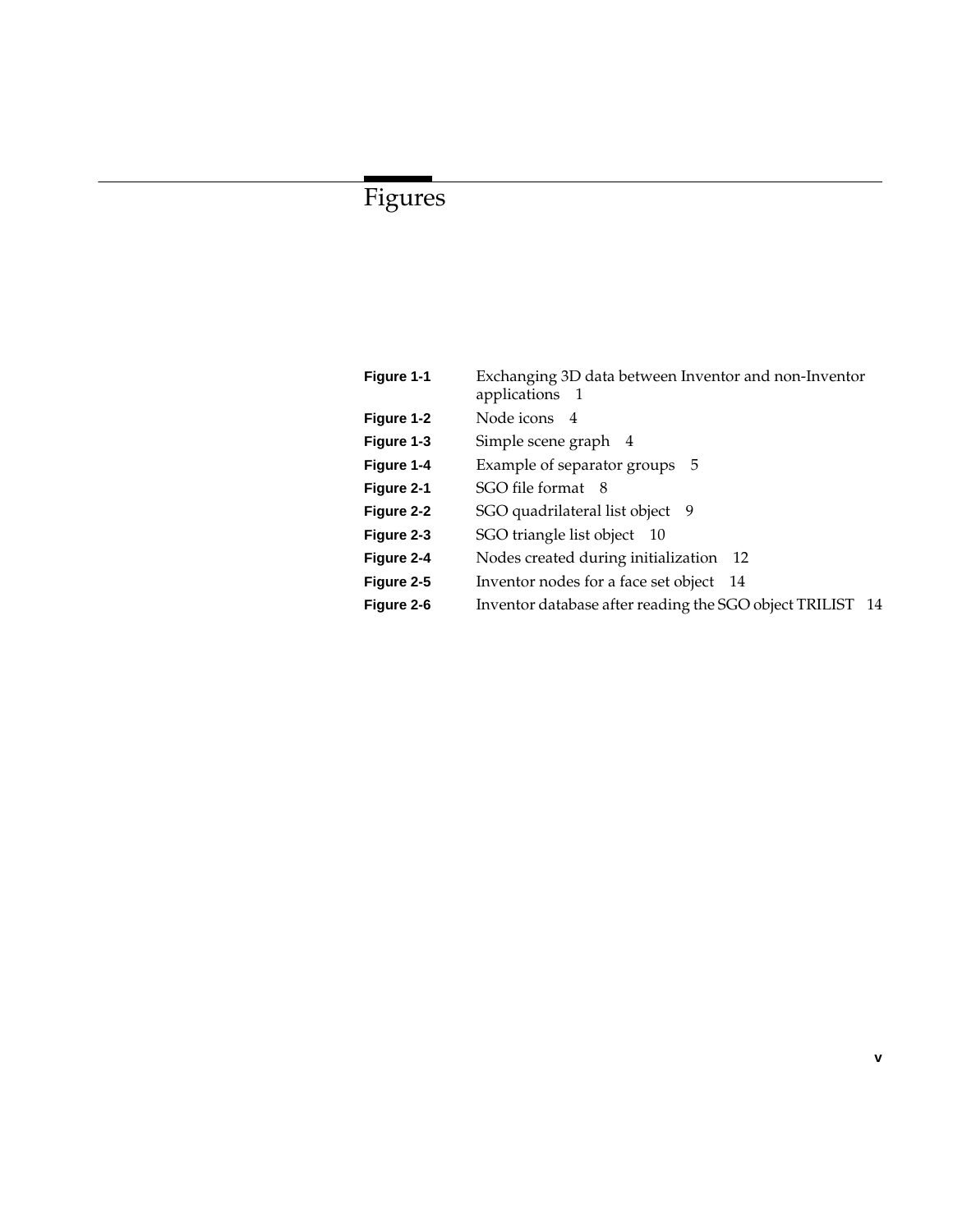# Figures

| | | |
|---|---|---|
| **Figure 1-1** | Exchanging 3D data between Inventor and non-Inventor applications | 1 |
| **Figure 1-2** | Node icons | 4 |
| **Figure 1-3** | Simple scene graph | 4 |
| **Figure 1-4** | Example of separator groups | 5 |
| **Figure 2-1** | SGO file format | 8 |
| **Figure 2-2** | SGO quadrilateral list object | 9 |
| **Figure 2-3** | SGO triangle list object | 10 |
| **Figure 2-4** | Nodes created during initialization | 12 |
| **Figure 2-5** | Inventor nodes for a face set object | 14 |
| **Figure 2-6** | Inventor database after reading the SGO object TRILIST | 14 |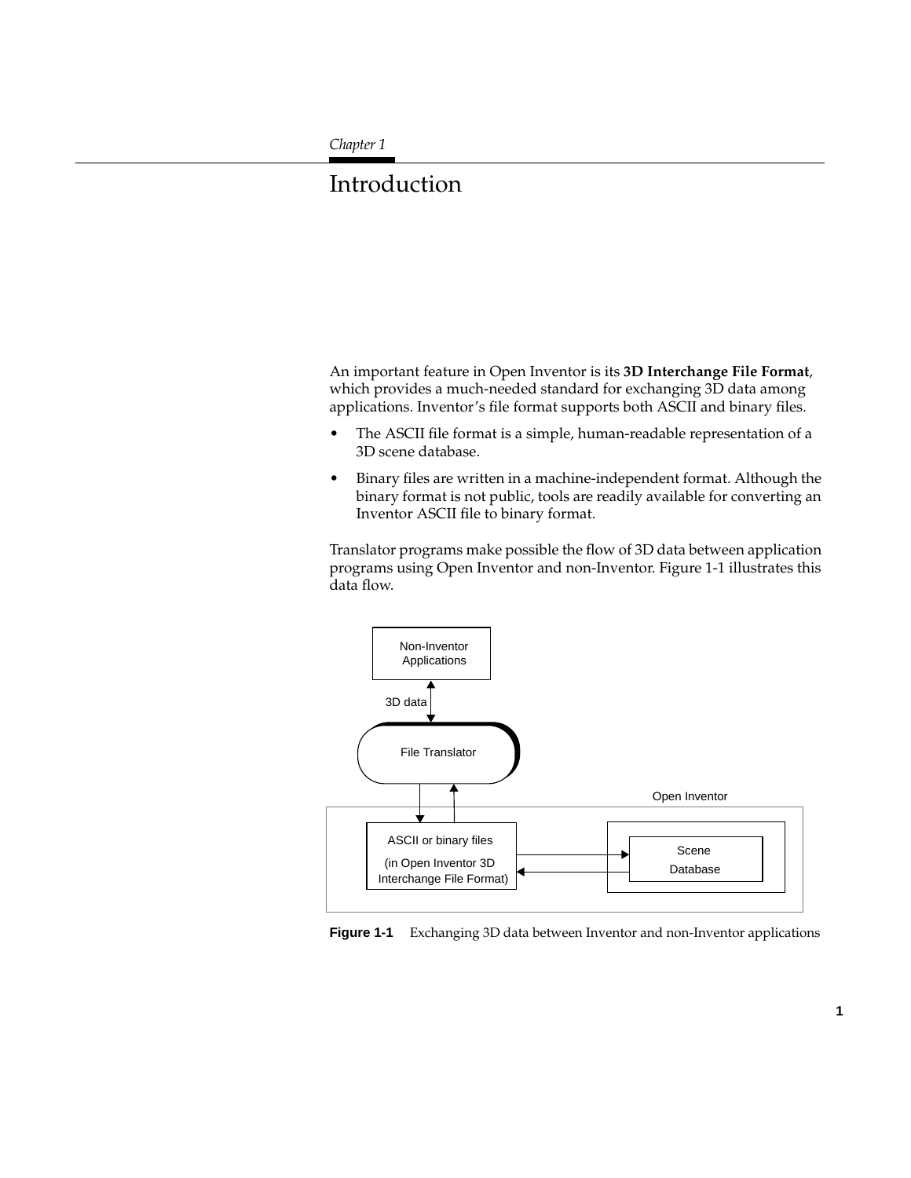*Chapter 1*

# Introduction

An important feature in Open Inventor is its **3D Interchange File Format**, which provides a much-needed standard for exchanging 3D data among applications. Inventor's file format supports both ASCII and binary files.

- The ASCII file format is a simple, human-readable representation of a 3D scene database.
- Binary files are written in a machine-independent format. Although the binary format is not public, tools are readily available for converting an Inventor ASCII file to binary format.

Translator programs make possible the flow of 3D data between application programs using Open Inventor and non-Inventor. Figure 1-1 illustrates this data flow.

**Figure 1-1** Exchanging 3D data between Inventor and non-Inventor applications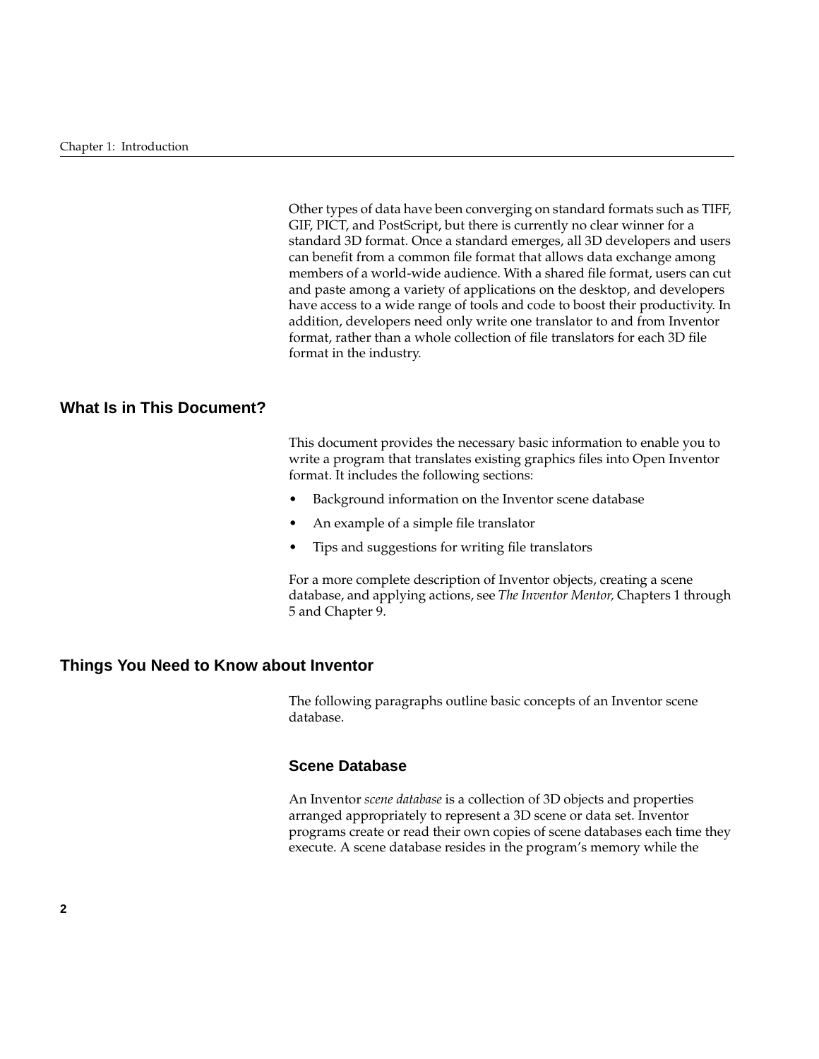Other types of data have been converging on standard formats such as TIFF, GIF, PICT, and PostScript, but there is currently no clear winner for a standard 3D format. Once a standard emerges, all 3D developers and users can benefit from a common file format that allows data exchange among members of a world-wide audience. With a shared file format, users can cut and paste among a variety of applications on the desktop, and developers have access to a wide range of tools and code to boost their productivity. In addition, developers need only write one translator to and from Inventor format, rather than a whole collection of file translators for each 3D file format in the industry.

## What Is in This Document?

This document provides the necessary basic information to enable you to write a program that translates existing graphics files into Open Inventor format. It includes the following sections:

- Background information on the Inventor scene database
- An example of a simple file translator
- Tips and suggestions for writing file translators

For a more complete description of Inventor objects, creating a scene database, and applying actions, see *The Inventor Mentor,* Chapters 1 through 5 and Chapter 9.

## Things You Need to Know about Inventor

The following paragraphs outline basic concepts of an Inventor scene database.

### Scene Database

An Inventor *scene database* is a collection of 3D objects and properties arranged appropriately to represent a 3D scene or data set. Inventor programs create or read their own copies of scene databases each time they execute. A scene database resides in the program's memory while the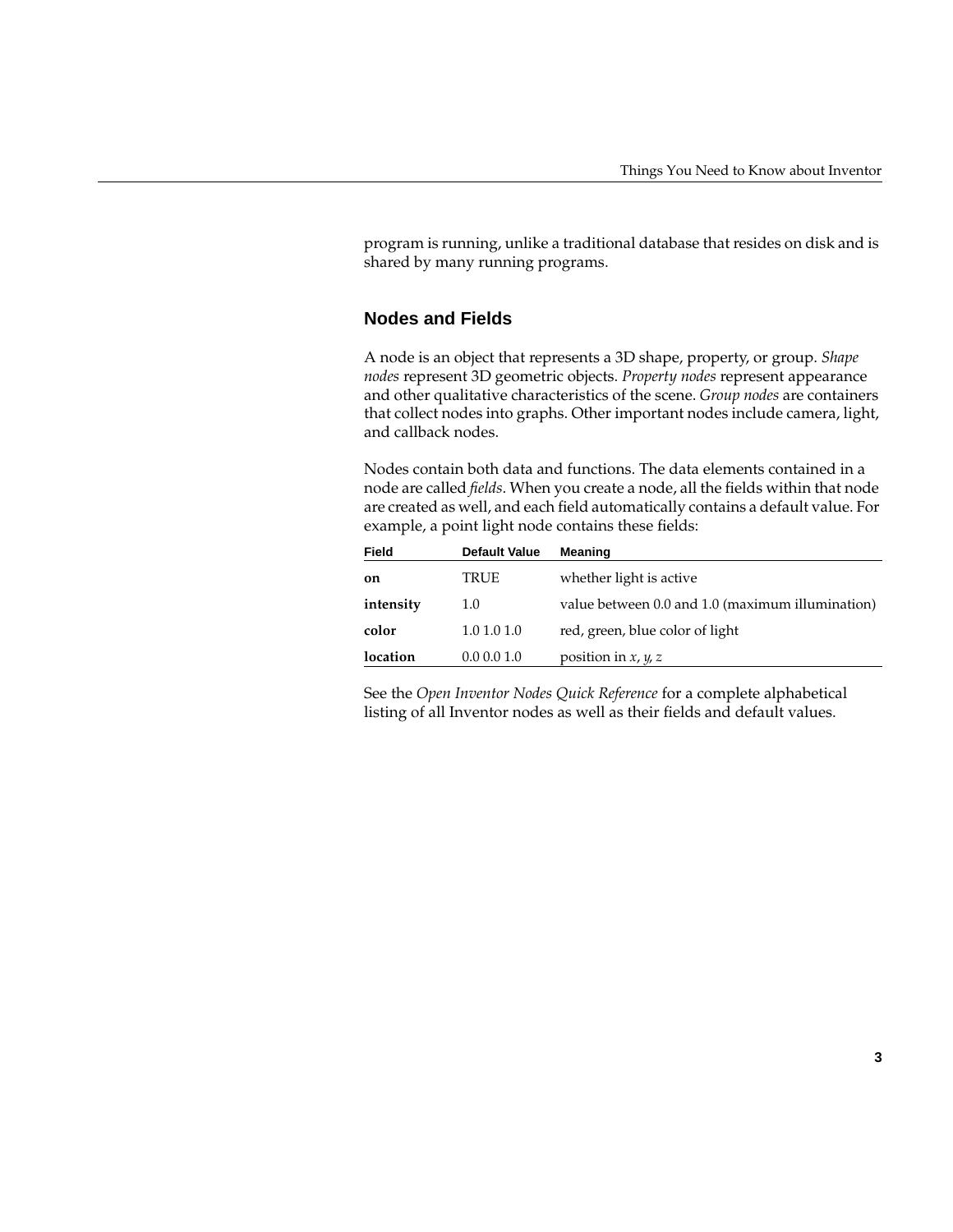program is running, unlike a traditional database that resides on disk and is shared by many running programs.

## Nodes and Fields

A node is an object that represents a 3D shape, property, or group. *Shape nodes* represent 3D geometric objects. *Property nodes* represent appearance and other qualitative characteristics of the scene. *Group nodes* are containers that collect nodes into graphs. Other important nodes include camera, light, and callback nodes.

Nodes contain both data and functions. The data elements contained in a node are called *fields*. When you create a node, all the fields within that node are created as well, and each field automatically contains a default value. For example, a point light node contains these fields:

| Field | Default Value | Meaning |
| --- | --- | --- |
| **on** | TRUE | whether light is active |
| **intensity** | 1.0 | value between 0.0 and 1.0 (maximum illumination) |
| **color** | 1.0 1.0 1.0 | red, green, blue color of light |
| **location** | 0.0 0.0 1.0 | position in *x*, *y*, *z* |

See the *Open Inventor Nodes Quick Reference* for a complete alphabetical listing of all Inventor nodes as well as their fields and default values.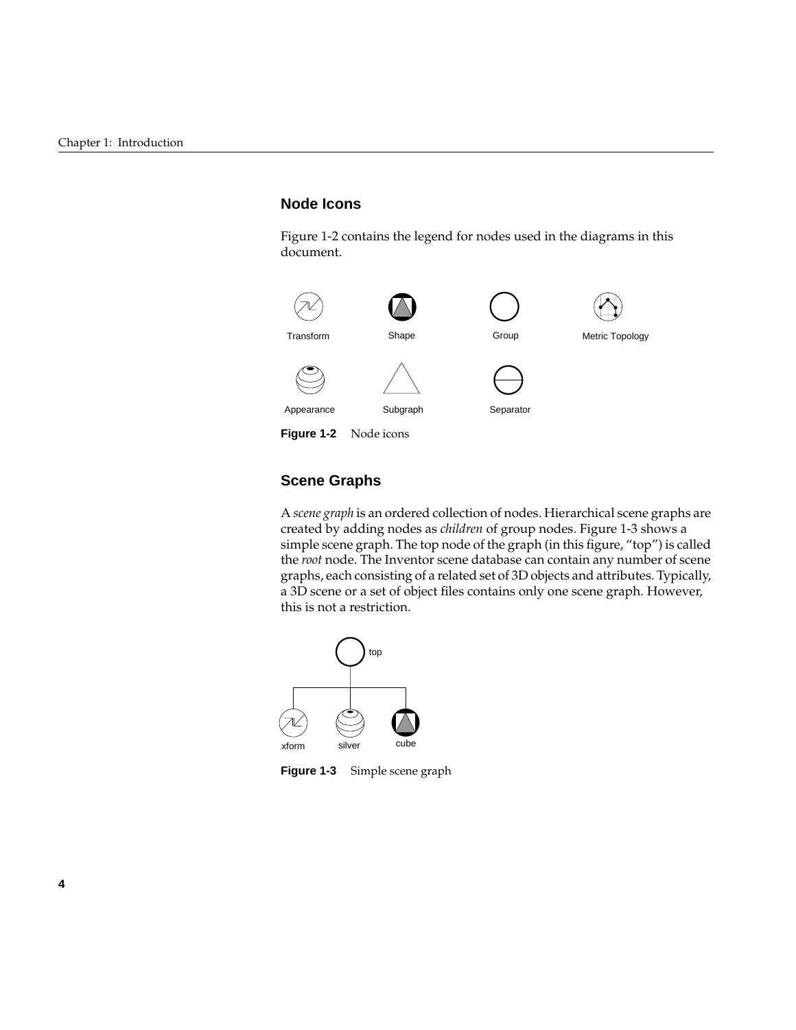## Node Icons

Figure 1-2 contains the legend for nodes used in the diagrams in this document.

Transform Shape Group Metric Topology

Appearance Subgraph Separator

**Figure 1-2** Node icons

## Scene Graphs

A *scene graph* is an ordered collection of nodes. Hierarchical scene graphs are created by adding nodes as *children* of group nodes. Figure 1-3 shows a simple scene graph. The top node of the graph (in this figure, "top") is called the *root* node. The Inventor scene database can contain any number of scene graphs, each consisting of a related set of 3D objects and attributes. Typically, a 3D scene or a set of object files contains only one scene graph. However, this is not a restriction.

top

xform silver cube

**Figure 1-3** Simple scene graph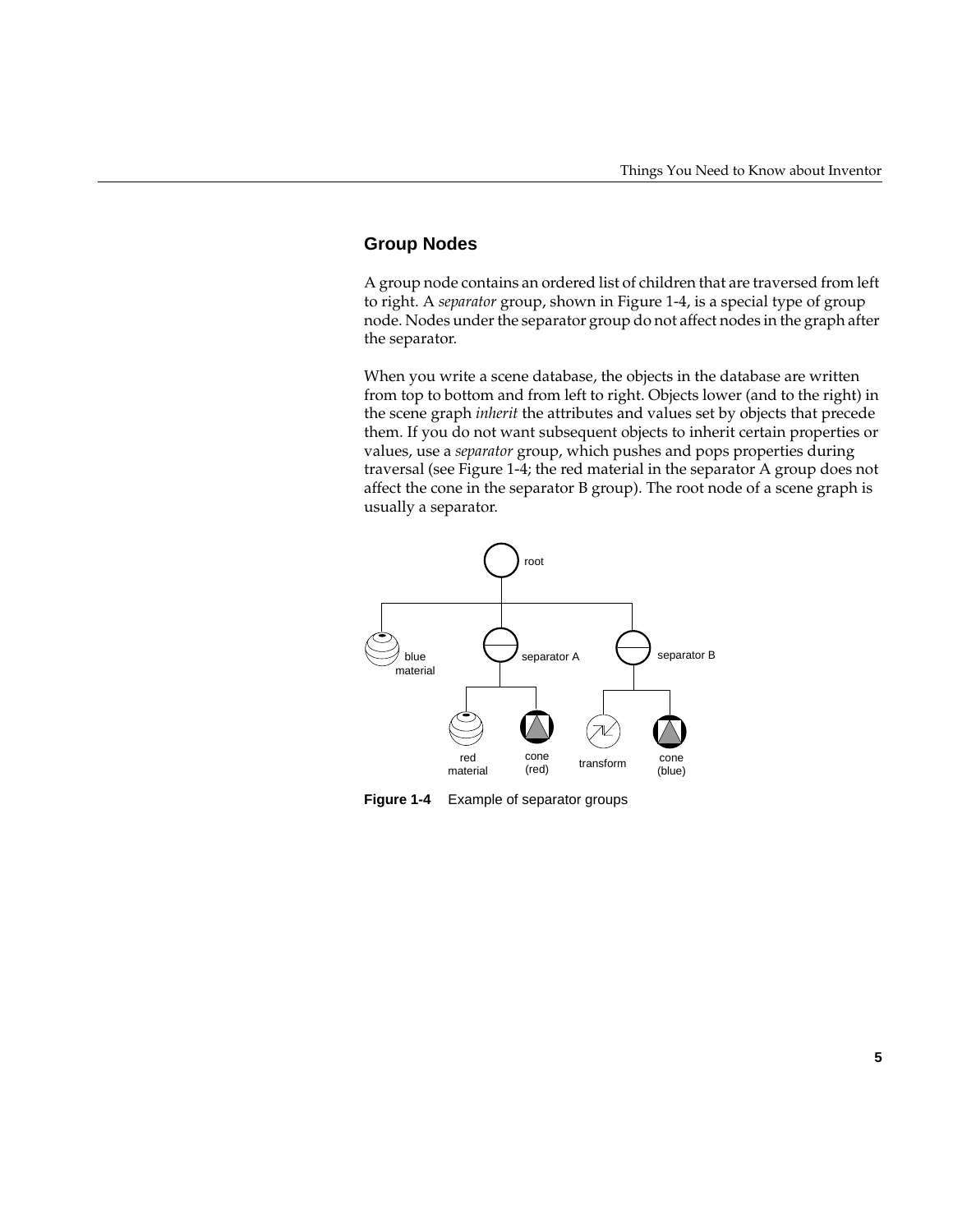## Group Nodes

A group node contains an ordered list of children that are traversed from left to right. A *separator* group, shown in Figure 1-4, is a special type of group node. Nodes under the separator group do not affect nodes in the graph after the separator.

When you write a scene database, the objects in the database are written from top to bottom and from left to right. Objects lower (and to the right) in the scene graph *inherit* the attributes and values set by objects that precede them. If you do not want subsequent objects to inherit certain properties or values, use a *separator* group, which pushes and pops properties during traversal (see Figure 1-4; the red material in the separator A group does not affect the cone in the separator B group). The root node of a scene graph is usually a separator.

**Figure 1-4** Example of separator groups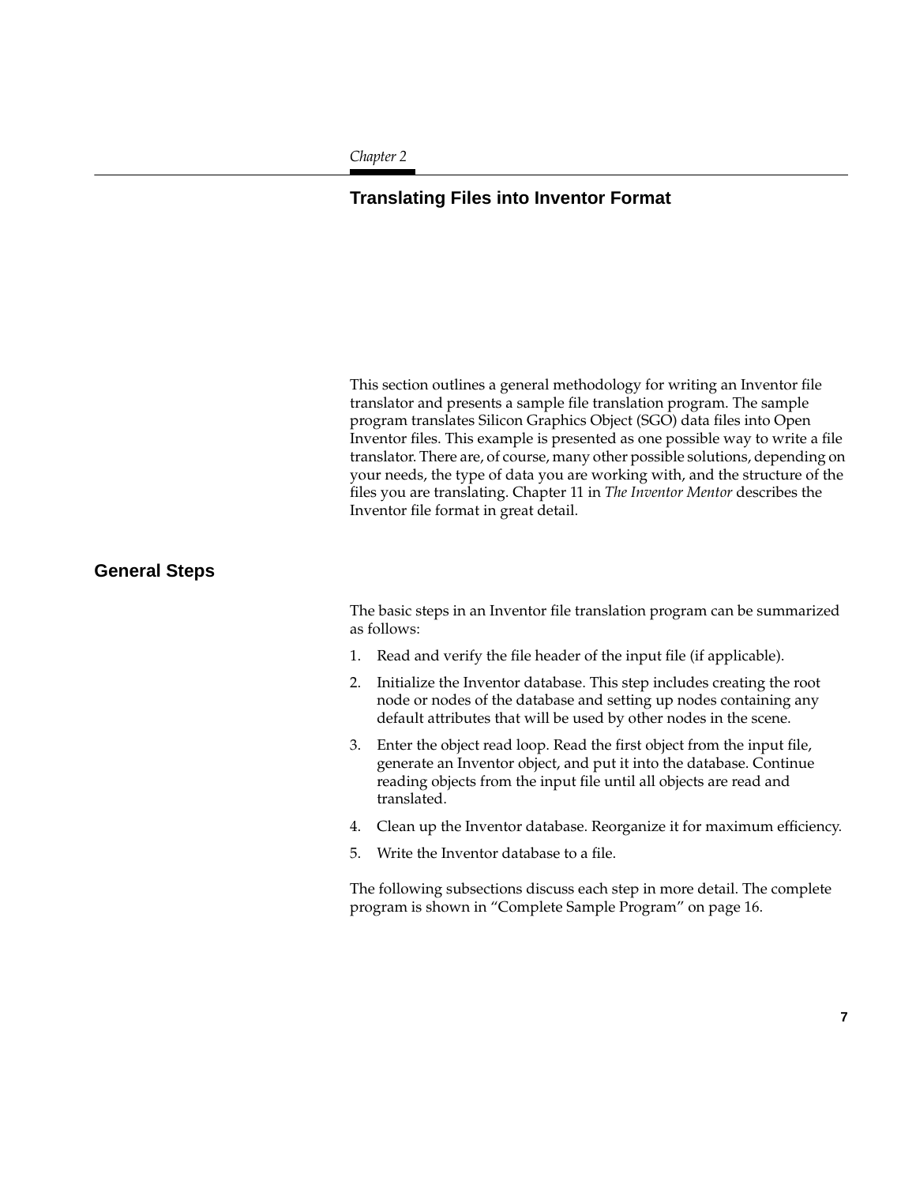*Chapter 2*

# Translating Files into Inventor Format

This section outlines a general methodology for writing an Inventor file translator and presents a sample file translation program. The sample program translates Silicon Graphics Object (SGO) data files into Open Inventor files. This example is presented as one possible way to write a file translator. There are, of course, many other possible solutions, depending on your needs, the type of data you are working with, and the structure of the files you are translating. Chapter 11 in *The Inventor Mentor* describes the Inventor file format in great detail.

## General Steps

The basic steps in an Inventor file translation program can be summarized as follows:

1. Read and verify the file header of the input file (if applicable).
2. Initialize the Inventor database. This step includes creating the root node or nodes of the database and setting up nodes containing any default attributes that will be used by other nodes in the scene.
3. Enter the object read loop. Read the first object from the input file, generate an Inventor object, and put it into the database. Continue reading objects from the input file until all objects are read and translated.
4. Clean up the Inventor database. Reorganize it for maximum efficiency.
5. Write the Inventor database to a file.

The following subsections discuss each step in more detail. The complete program is shown in "Complete Sample Program" on page 16.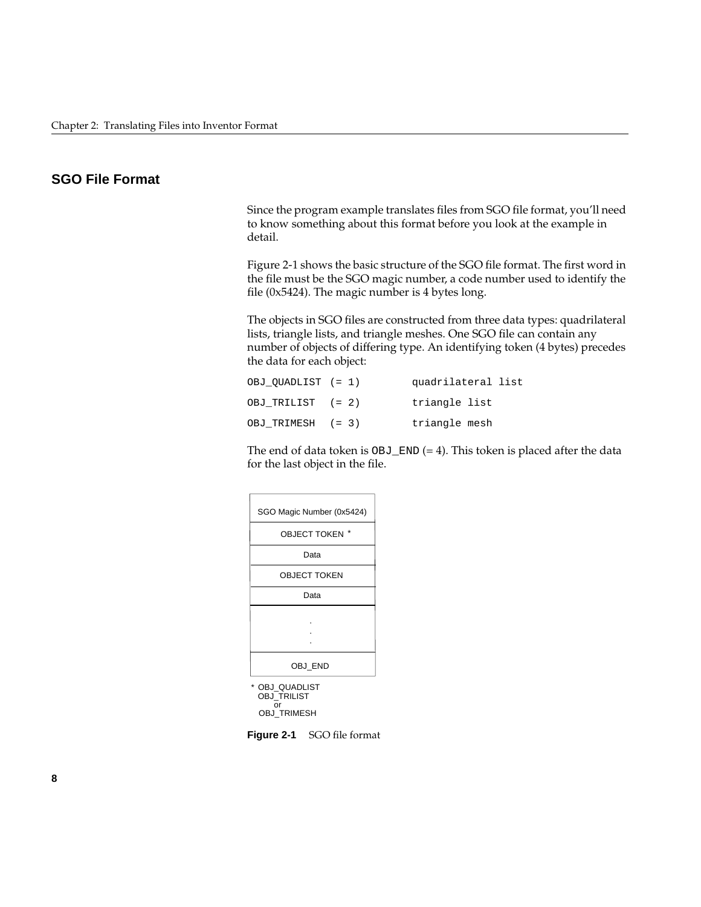## SGO File Format

Since the program example translates files from SGO file format, you'll need to know something about this format before you look at the example in detail.

Figure 2-1 shows the basic structure of the SGO file format. The first word in the file must be the SGO magic number, a code number used to identify the file (0x5424). The magic number is 4 bytes long.

The objects in SGO files are constructed from three data types: quadrilateral lists, triangle lists, and triangle meshes. One SGO file can contain any number of objects of differing type. An identifying token (4 bytes) precedes the data for each object:

```
OBJ_QUADLIST  (= 1)        quadrilateral list
OBJ_TRILIST   (= 2)        triangle list
OBJ_TRIMESH   (= 3)        triangle mesh
```

The end of data token is `OBJ_END` (= 4). This token is placed after the data for the last object in the file.

| SGO Magic Number (0x5424) |
|---|
| OBJECT TOKEN * |
| Data |
| OBJECT TOKEN |
| Data |
| . . . |
| OBJ_END |

\* OBJ_QUADLIST
OBJ_TRILIST
or
OBJ_TRIMESH

**Figure 2-1** SGO file format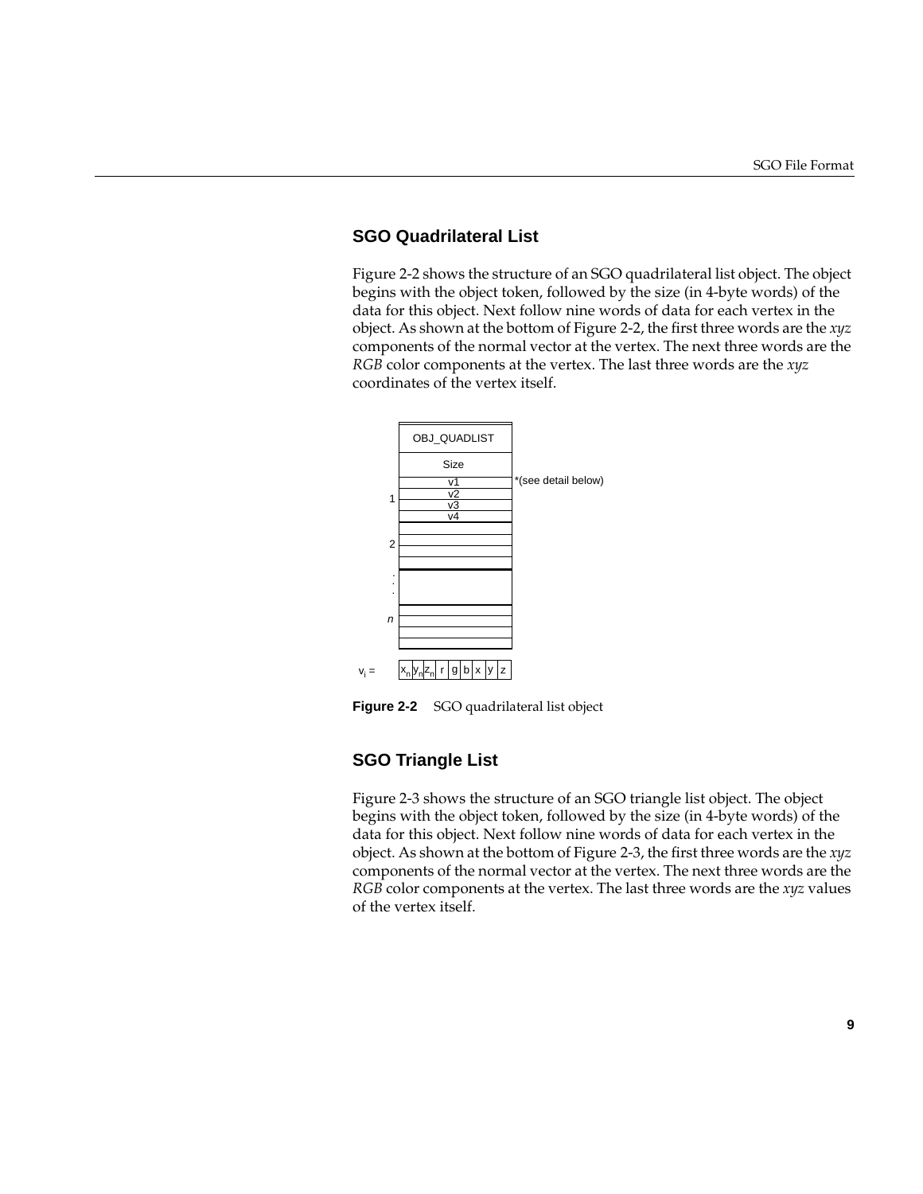## SGO Quadrilateral List

Figure 2-2 shows the structure of an SGO quadrilateral list object. The object begins with the object token, followed by the size (in 4-byte words) of the data for this object. Next follow nine words of data for each vertex in the object. As shown at the bottom of Figure 2-2, the first three words are the *xyz* components of the normal vector at the vertex. The next three words are the *RGB* color components at the vertex. The last three words are the *xyz* coordinates of the vertex itself.

**Figure 2-2** SGO quadrilateral list object

## SGO Triangle List

Figure 2-3 shows the structure of an SGO triangle list object. The object begins with the object token, followed by the size (in 4-byte words) of the data for this object. Next follow nine words of data for each vertex in the object. As shown at the bottom of Figure 2-3, the first three words are the *xyz* components of the normal vector at the vertex. The next three words are the *RGB* color components at the vertex. The last three words are the *xyz* values of the vertex itself.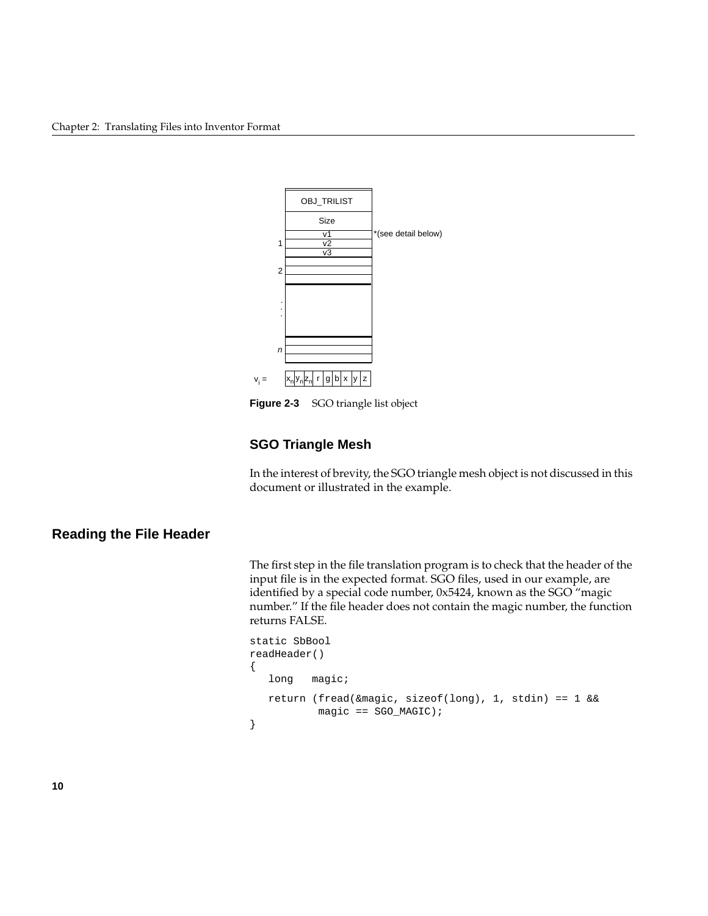OBJ_TRILIST

Size

v1 *(see detail below)

1 v2

v3

2

.
.
.

*n*

$v_i$ = | $x_n$ | $y_n$ | $z_n$ | r | g | b | x | y | z |

**Figure 2-3** SGO triangle list object

### SGO Triangle Mesh

In the interest of brevity, the SGO triangle mesh object is not discussed in this document or illustrated in the example.

## Reading the File Header

The first step in the file translation program is to check that the header of the input file is in the expected format. SGO files, used in our example, are identified by a special code number, 0x5424, known as the SGO "magic number." If the file header does not contain the magic number, the function returns FALSE.

```
static SbBool
readHeader()
{
   long   magic;

   return (fread(&magic, sizeof(long), 1, stdin) == 1 &&
           magic == SGO_MAGIC);
}
```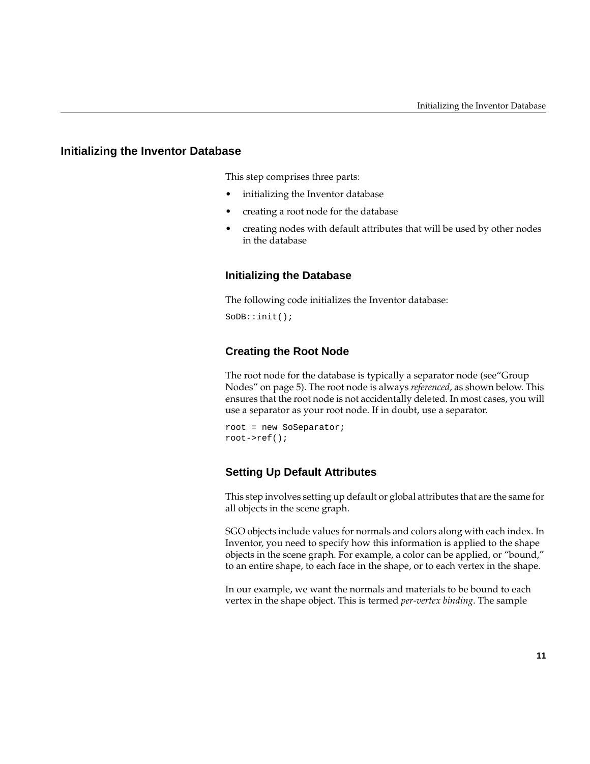## Initializing the Inventor Database

This step comprises three parts:

- initializing the Inventor database
- creating a root node for the database
- creating nodes with default attributes that will be used by other nodes in the database

### Initializing the Database

The following code initializes the Inventor database:

```
SoDB::init();
```

### Creating the Root Node

The root node for the database is typically a separator node (see“Group Nodes” on page 5). The root node is always *referenced*, as shown below. This ensures that the root node is not accidentally deleted. In most cases, you will use a separator as your root node. If in doubt, use a separator.

```
root = new SoSeparator;
root->ref();
```

### Setting Up Default Attributes

This step involves setting up default or global attributes that are the same for all objects in the scene graph.

SGO objects include values for normals and colors along with each index. In Inventor, you need to specify how this information is applied to the shape objects in the scene graph. For example, a color can be applied, or “bound,” to an entire shape, to each face in the shape, or to each vertex in the shape.

In our example, we want the normals and materials to be bound to each vertex in the shape object. This is termed *per-vertex binding*. The sample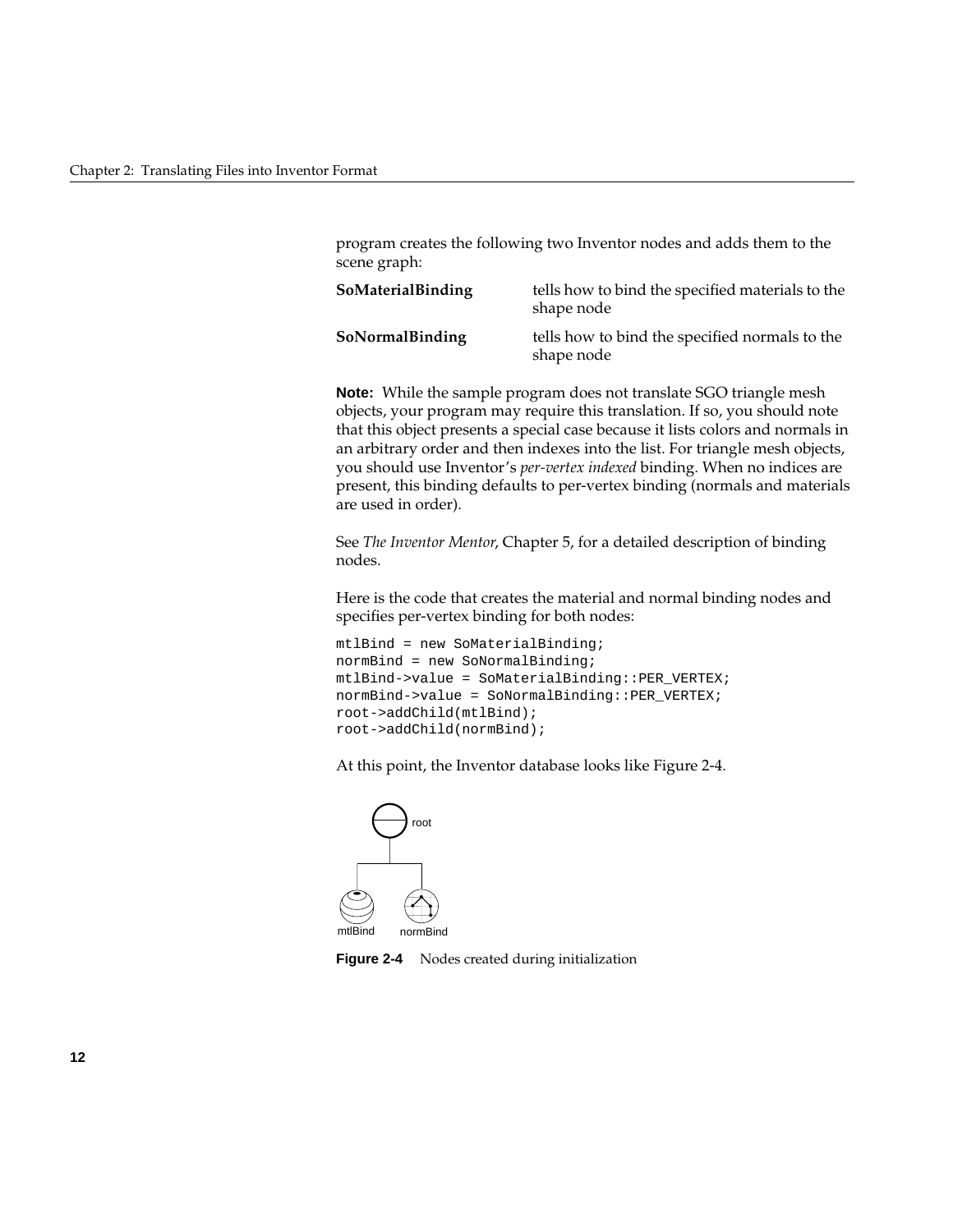program creates the following two Inventor nodes and adds them to the scene graph:

**SoMaterialBinding** tells how to bind the specified materials to the shape node

**SoNormalBinding** tells how to bind the specified normals to the shape node

**Note:** While the sample program does not translate SGO triangle mesh objects, your program may require this translation. If so, you should note that this object presents a special case because it lists colors and normals in an arbitrary order and then indexes into the list. For triangle mesh objects, you should use Inventor's *per-vertex indexed* binding. When no indices are present, this binding defaults to per-vertex binding (normals and materials are used in order).

See *The Inventor Mentor*, Chapter 5, for a detailed description of binding nodes.

Here is the code that creates the material and normal binding nodes and specifies per-vertex binding for both nodes:

```
mtlBind = new SoMaterialBinding;
normBind = new SoNormalBinding;
mtlBind->value = SoMaterialBinding::PER_VERTEX;
normBind->value = SoNormalBinding::PER_VERTEX;
root->addChild(mtlBind);
root->addChild(normBind);
```

At this point, the Inventor database looks like Figure 2-4.

root

mtlBind normBind

**Figure 2-4** Nodes created during initialization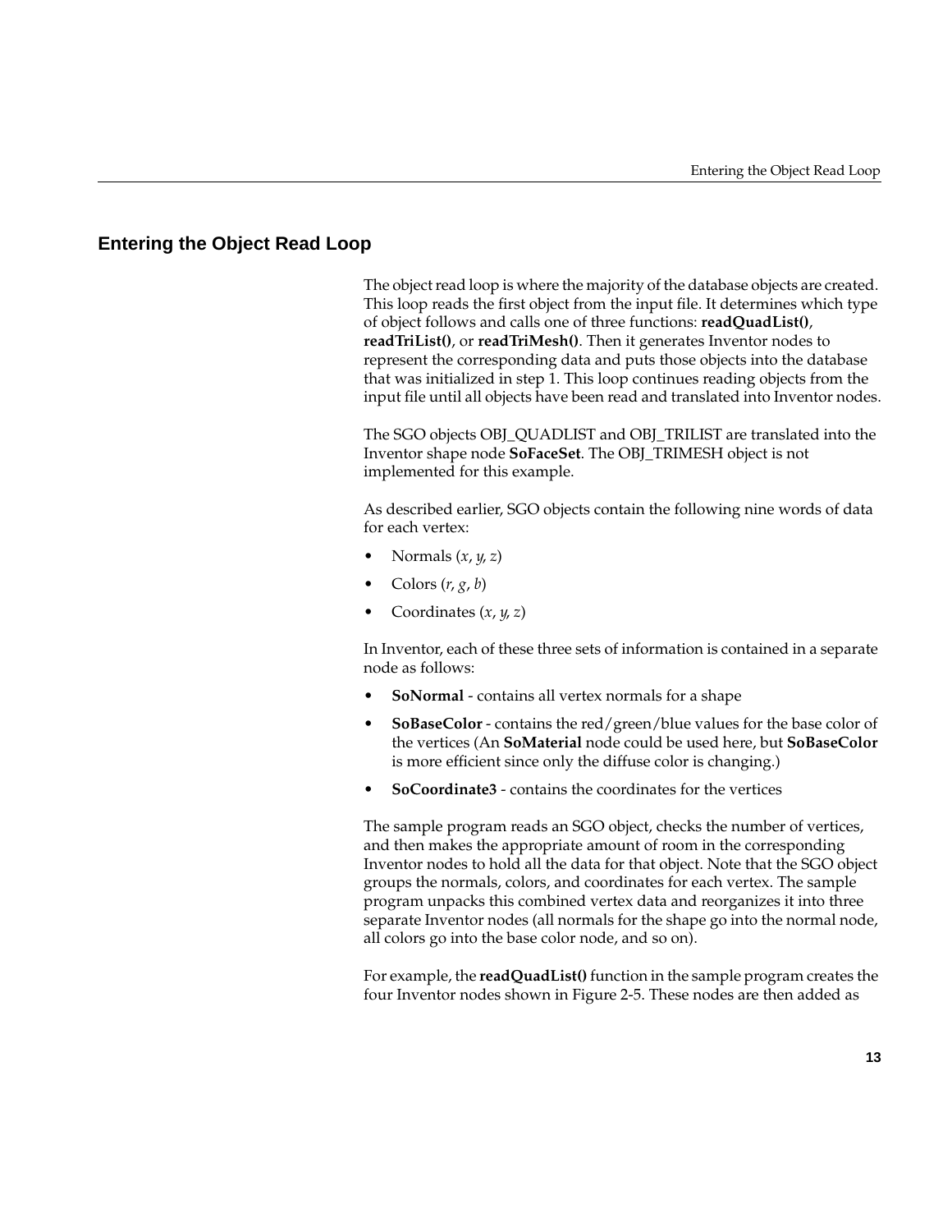## Entering the Object Read Loop

The object read loop is where the majority of the database objects are created. This loop reads the first object from the input file. It determines which type of object follows and calls one of three functions: **readQuadList()**, **readTriList()**, or **readTriMesh()**. Then it generates Inventor nodes to represent the corresponding data and puts those objects into the database that was initialized in step 1. This loop continues reading objects from the input file until all objects have been read and translated into Inventor nodes.

The SGO objects OBJ_QUADLIST and OBJ_TRILIST are translated into the Inventor shape node **SoFaceSet**. The OBJ_TRIMESH object is not implemented for this example.

As described earlier, SGO objects contain the following nine words of data for each vertex:

- Normals (*x*, *y*, *z*)
- Colors (*r*, *g*, *b*)
- Coordinates (*x*, *y*, *z*)

In Inventor, each of these three sets of information is contained in a separate node as follows:

- **SoNormal** - contains all vertex normals for a shape
- **SoBaseColor** - contains the red/green/blue values for the base color of the vertices (An **SoMaterial** node could be used here, but **SoBaseColor** is more efficient since only the diffuse color is changing.)
- **SoCoordinate3** - contains the coordinates for the vertices

The sample program reads an SGO object, checks the number of vertices, and then makes the appropriate amount of room in the corresponding Inventor nodes to hold all the data for that object. Note that the SGO object groups the normals, colors, and coordinates for each vertex. The sample program unpacks this combined vertex data and reorganizes it into three separate Inventor nodes (all normals for the shape go into the normal node, all colors go into the base color node, and so on).

For example, the **readQuadList()** function in the sample program creates the four Inventor nodes shown in Figure 2-5. These nodes are then added as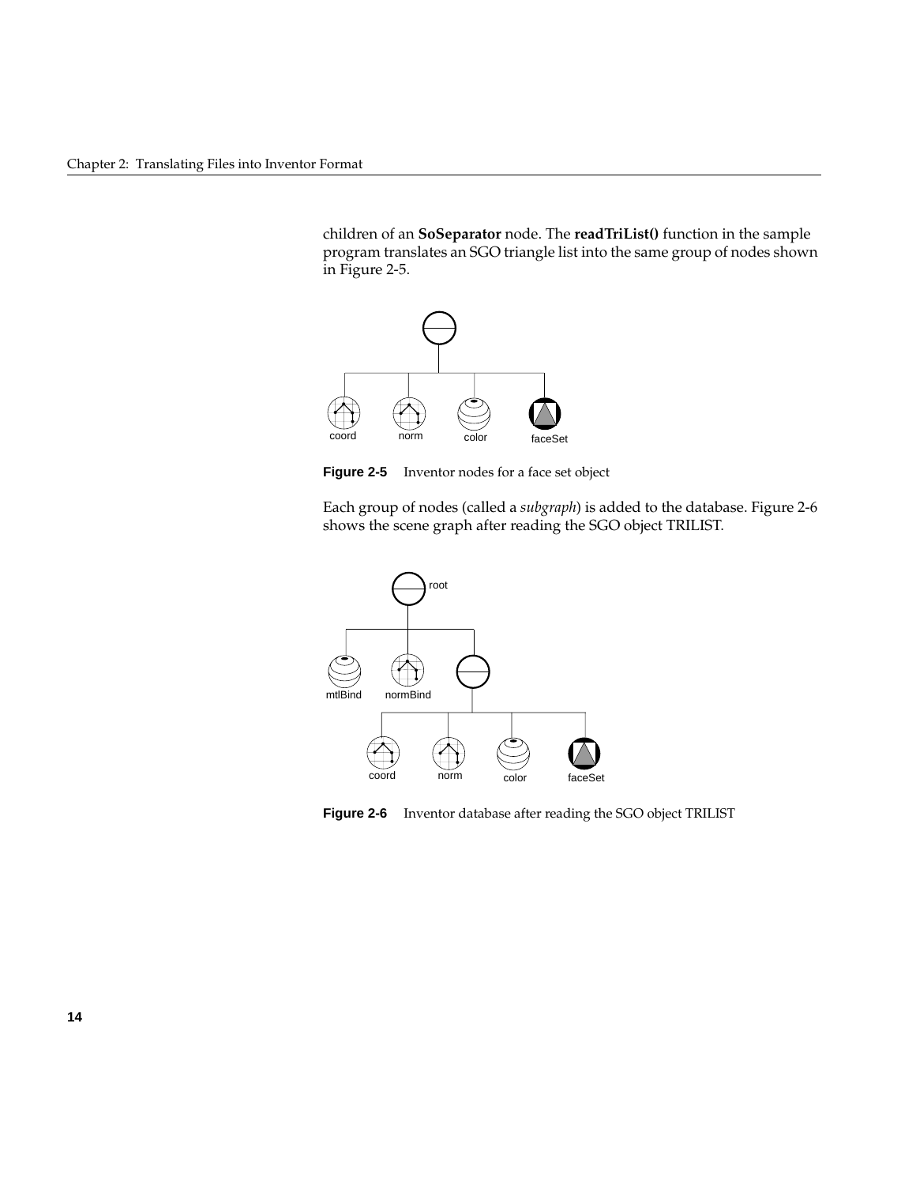children of an **SoSeparator** node. The **readTriList()** function in the sample program translates an SGO triangle list into the same group of nodes shown in Figure 2-5.

**Figure 2-5** Inventor nodes for a face set object

Each group of nodes (called a *subgraph*) is added to the database. Figure 2-6 shows the scene graph after reading the SGO object TRILIST.

**Figure 2-6** Inventor database after reading the SGO object TRILIST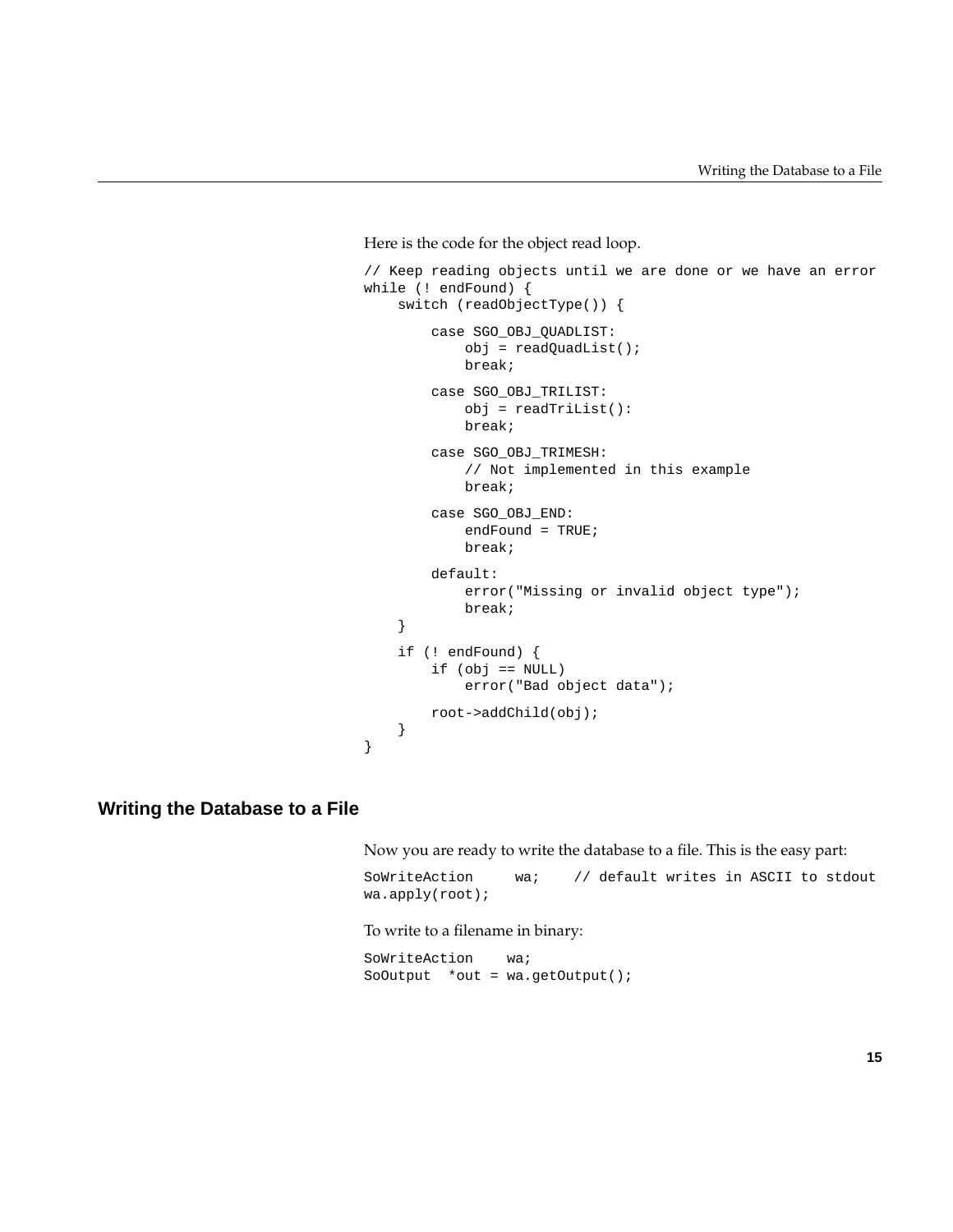Here is the code for the object read loop.

```
// Keep reading objects until we are done or we have an error
while (! endFound) {
    switch (readObjectType()) {

        case SGO_OBJ_QUADLIST:
            obj = readQuadList();
            break;

        case SGO_OBJ_TRILIST:
            obj = readTriList():
            break;

        case SGO_OBJ_TRIMESH:
            // Not implemented in this example
            break;

        case SGO_OBJ_END:
            endFound = TRUE;
            break;

        default:
            error("Missing or invalid object type");
            break;
    }

    if (! endFound) {
        if (obj == NULL)
            error("Bad object data");

        root->addChild(obj);
    }
}
```

## Writing the Database to a File

Now you are ready to write the database to a file. This is the easy part:

```
SoWriteAction     wa;    // default writes in ASCII to stdout
wa.apply(root);
```

To write to a filename in binary:

```
SoWriteAction    wa;
SoOutput  *out = wa.getOutput();
```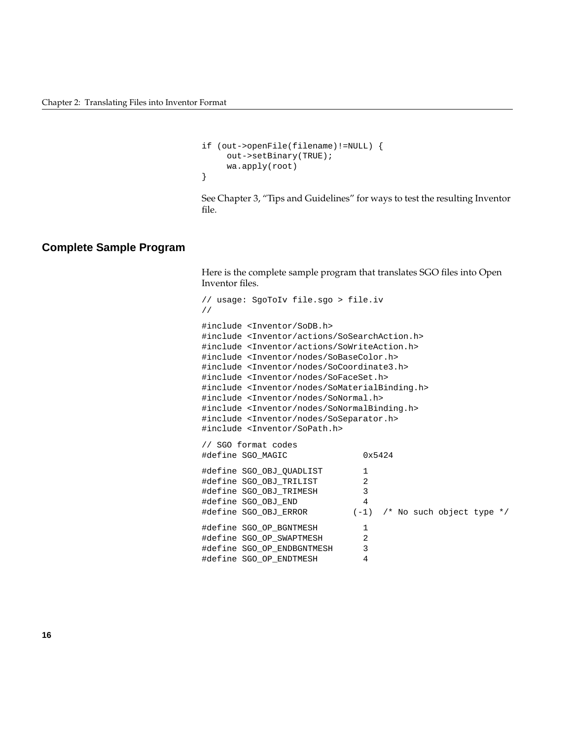```
if (out->openFile(filename)!=NULL) {
     out->setBinary(TRUE);
     wa.apply(root)
}
```

See Chapter 3, “Tips and Guidelines” for ways to test the resulting Inventor file.

## Complete Sample Program

Here is the complete sample program that translates SGO files into Open Inventor files.

```
// usage: SgoToIv file.sgo > file.iv
//

#include <Inventor/SoDB.h>
#include <Inventor/actions/SoSearchAction.h>
#include <Inventor/actions/SoWriteAction.h>
#include <Inventor/nodes/SoBaseColor.h>
#include <Inventor/nodes/SoCoordinate3.h>
#include <Inventor/nodes/SoFaceSet.h>
#include <Inventor/nodes/SoMaterialBinding.h>
#include <Inventor/nodes/SoNormal.h>
#include <Inventor/nodes/SoNormalBinding.h>
#include <Inventor/nodes/SoSeparator.h>
#include <Inventor/SoPath.h>

// SGO format codes
#define SGO_MAGIC               0x5424

#define SGO_OBJ_QUADLIST        1
#define SGO_OBJ_TRILIST         2
#define SGO_OBJ_TRIMESH         3
#define SGO_OBJ_END             4
#define SGO_OBJ_ERROR          (-1)  /* No such object type */

#define SGO_OP_BGNTMESH         1
#define SGO_OP_SWAPTMESH        2
#define SGO_OP_ENDBGNTMESH      3
#define SGO_OP_ENDTMESH         4
```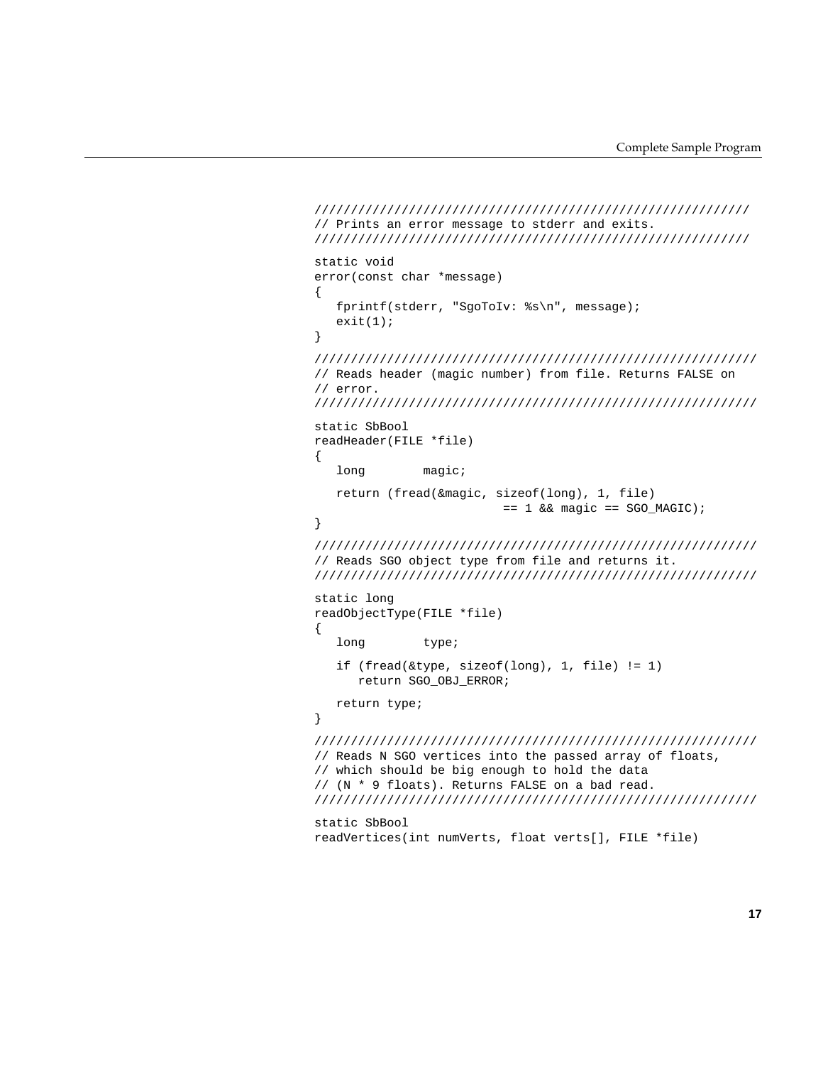```
////////////////////////////////////////////////////////////
// Prints an error message to stderr and exits.
////////////////////////////////////////////////////////////

static void
error(const char *message)
{
   fprintf(stderr, "SgoToIv: %s\n", message);
   exit(1);
}

/////////////////////////////////////////////////////////////
// Reads header (magic number) from file. Returns FALSE on
// error.
/////////////////////////////////////////////////////////////

static SbBool
readHeader(FILE *file)
{
   long        magic;

   return (fread(&magic, sizeof(long), 1, file)
                        == 1 && magic == SGO_MAGIC);
}

/////////////////////////////////////////////////////////////
// Reads SGO object type from file and returns it.
/////////////////////////////////////////////////////////////

static long
readObjectType(FILE *file)
{
   long        type;

   if (fread(&type, sizeof(long), 1, file) != 1)
      return SGO_OBJ_ERROR;

   return type;
}

/////////////////////////////////////////////////////////////
// Reads N SGO vertices into the passed array of floats,
// which should be big enough to hold the data
// (N * 9 floats). Returns FALSE on a bad read.
/////////////////////////////////////////////////////////////

static SbBool
readVertices(int numVerts, float verts[], FILE *file)
```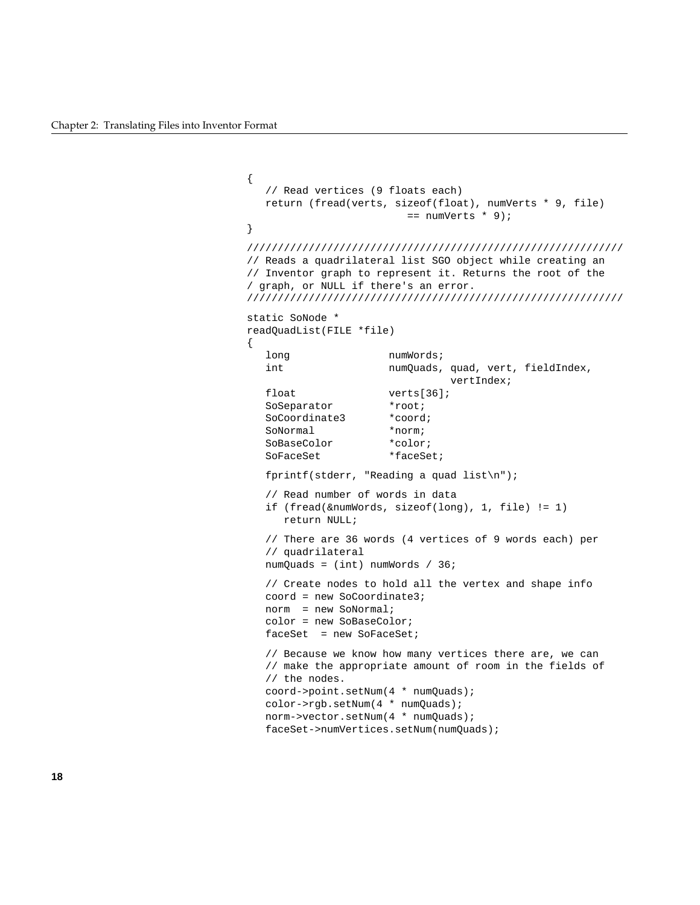```
{
   // Read vertices (9 floats each)
   return (fread(verts, sizeof(float), numVerts * 9, file)
                       == numVerts * 9);
}

////////////////////////////////////////////////////////////
// Reads a quadrilateral list SGO object while creating an
// Inventor graph to represent it. Returns the root of the
/ graph, or NULL if there's an error.
////////////////////////////////////////////////////////////

static SoNode *
readQuadList(FILE *file)
{
   long                numWords;
   int                 numQuads, quad, vert, fieldIndex,
                                 vertIndex;
   float               verts[36];
   SoSeparator         *root;
   SoCoordinate3       *coord;
   SoNormal            *norm;
   SoBaseColor         *color;
   SoFaceSet           *faceSet;

   fprintf(stderr, "Reading a quad list\n");

   // Read number of words in data
   if (fread(&numWords, sizeof(long), 1, file) != 1)
      return NULL;

   // There are 36 words (4 vertices of 9 words each) per
   // quadrilateral
   numQuads = (int) numWords / 36;

   // Create nodes to hold all the vertex and shape info
   coord = new SoCoordinate3;
   norm  = new SoNormal;
   color = new SoBaseColor;
   faceSet  = new SoFaceSet;

   // Because we know how many vertices there are, we can
   // make the appropriate amount of room in the fields of
   // the nodes.
   coord->point.setNum(4 * numQuads);
   color->rgb.setNum(4 * numQuads);
   norm->vector.setNum(4 * numQuads);
   faceSet->numVertices.setNum(numQuads);
```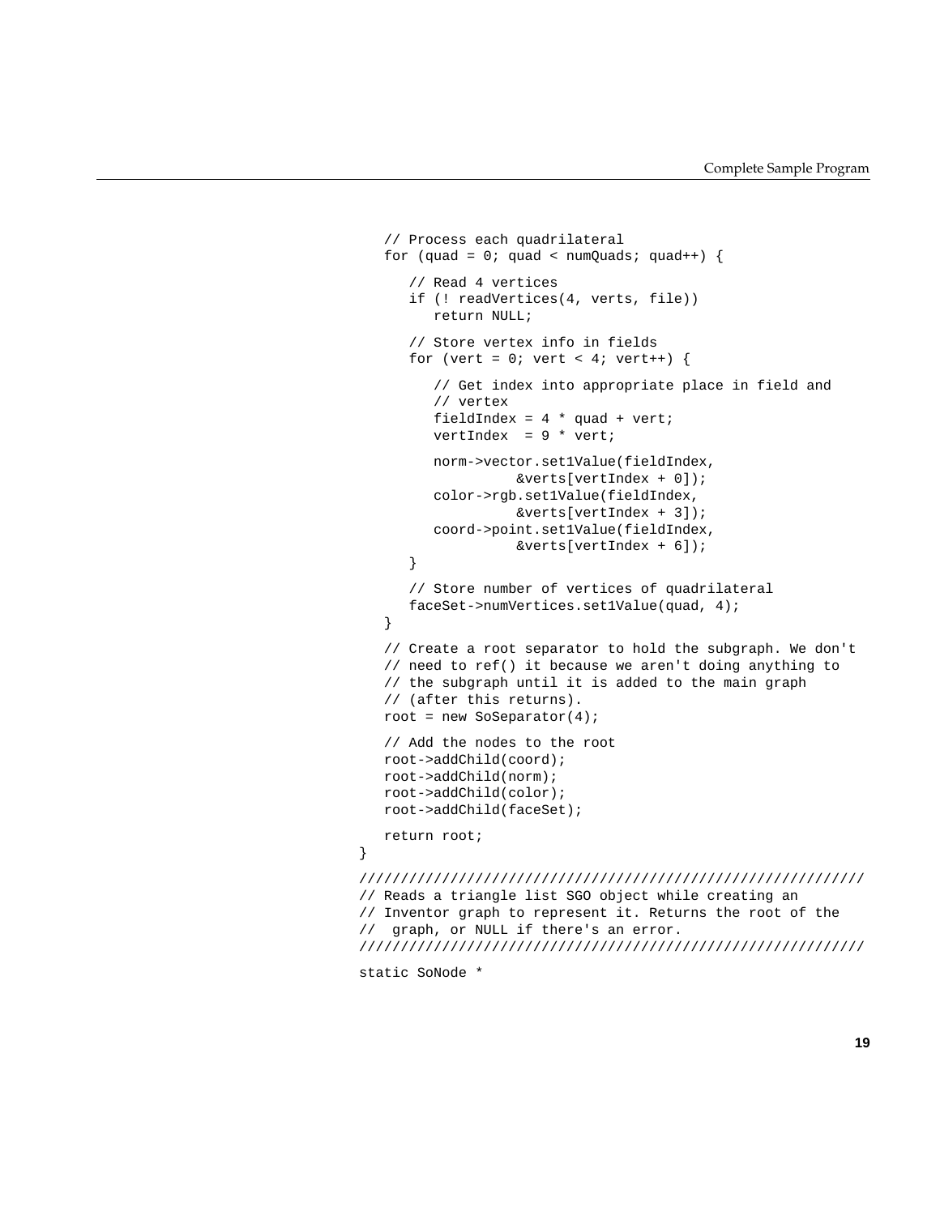```
   // Process each quadrilateral
   for (quad = 0; quad < numQuads; quad++) {

      // Read 4 vertices
      if (! readVertices(4, verts, file))
         return NULL;

      // Store vertex info in fields
      for (vert = 0; vert < 4; vert++) {

         // Get index into appropriate place in field and
         // vertex
         fieldIndex = 4 * quad + vert;
         vertIndex  = 9 * vert;

         norm->vector.set1Value(fieldIndex,
                    &verts[vertIndex + 0]);
         color->rgb.set1Value(fieldIndex,
                    &verts[vertIndex + 3]);
         coord->point.set1Value(fieldIndex,
                    &verts[vertIndex + 6]);
      }

      // Store number of vertices of quadrilateral
      faceSet->numVertices.set1Value(quad, 4);
   }

   // Create a root separator to hold the subgraph. We don't
   // need to ref() it because we aren't doing anything to
   // the subgraph until it is added to the main graph
   // (after this returns).
   root = new SoSeparator(4);

   // Add the nodes to the root
   root->addChild(coord);
   root->addChild(norm);
   root->addChild(color);
   root->addChild(faceSet);

   return root;
}

/////////////////////////////////////////////////////////////
// Reads a triangle list SGO object while creating an
// Inventor graph to represent it. Returns the root of the
//  graph, or NULL if there's an error.
/////////////////////////////////////////////////////////////

static SoNode *
```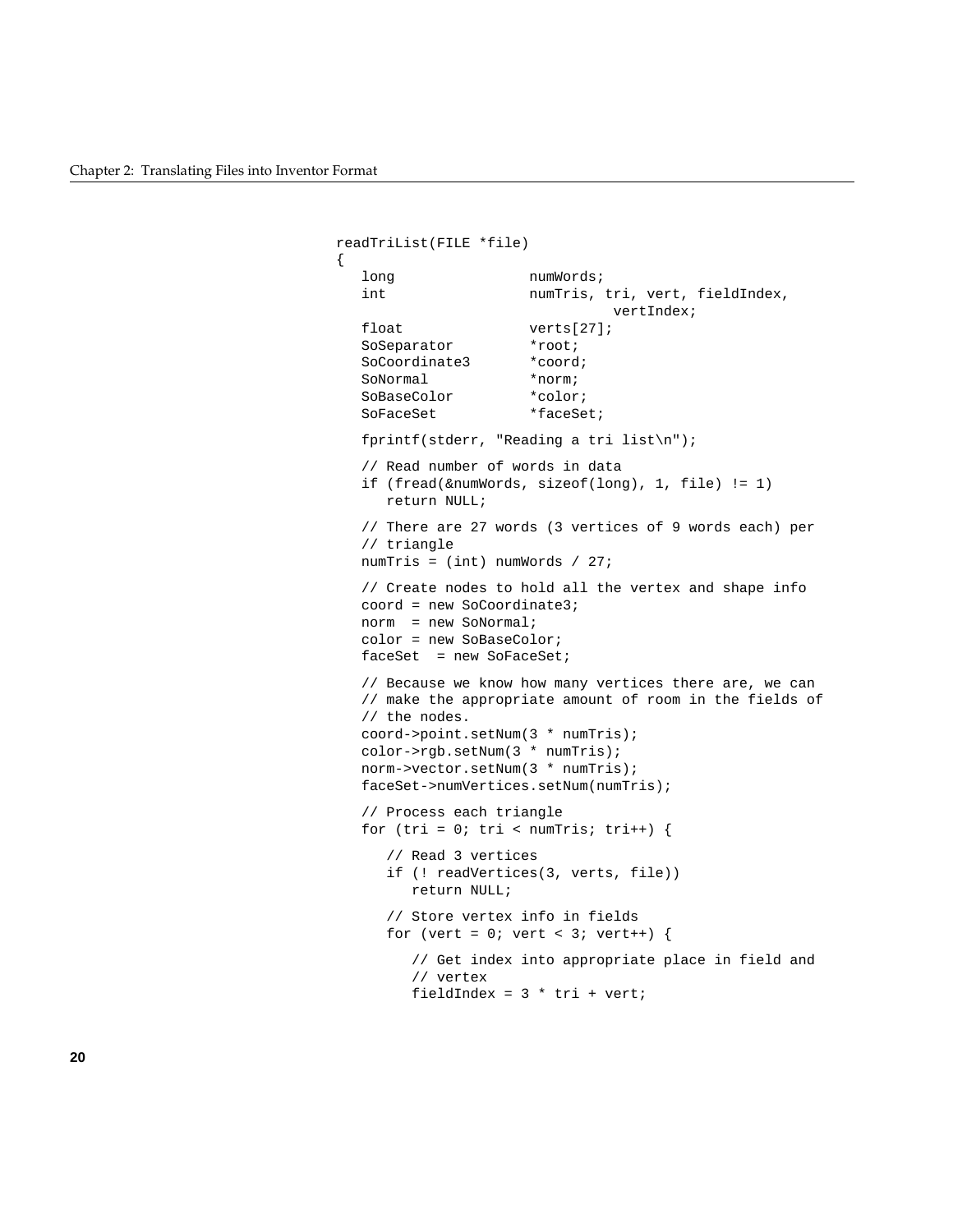```
readTriList(FILE *file)
{
   long                numWords;
   int                 numTris, tri, vert, fieldIndex,
                                 vertIndex;
   float               verts[27];
   SoSeparator         *root;
   SoCoordinate3       *coord;
   SoNormal            *norm;
   SoBaseColor         *color;
   SoFaceSet           *faceSet;

   fprintf(stderr, "Reading a tri list\n");

   // Read number of words in data
   if (fread(&numWords, sizeof(long), 1, file) != 1)
      return NULL;

   // There are 27 words (3 vertices of 9 words each) per
   // triangle
   numTris = (int) numWords / 27;

   // Create nodes to hold all the vertex and shape info
   coord = new SoCoordinate3;
   norm  = new SoNormal;
   color = new SoBaseColor;
   faceSet  = new SoFaceSet;

   // Because we know how many vertices there are, we can
   // make the appropriate amount of room in the fields of
   // the nodes.
   coord->point.setNum(3 * numTris);
   color->rgb.setNum(3 * numTris);
   norm->vector.setNum(3 * numTris);
   faceSet->numVertices.setNum(numTris);

   // Process each triangle
   for (tri = 0; tri < numTris; tri++) {

      // Read 3 vertices
      if (! readVertices(3, verts, file))
         return NULL;

      // Store vertex info in fields
      for (vert = 0; vert < 3; vert++) {

         // Get index into appropriate place in field and
         // vertex
         fieldIndex = 3 * tri + vert;
```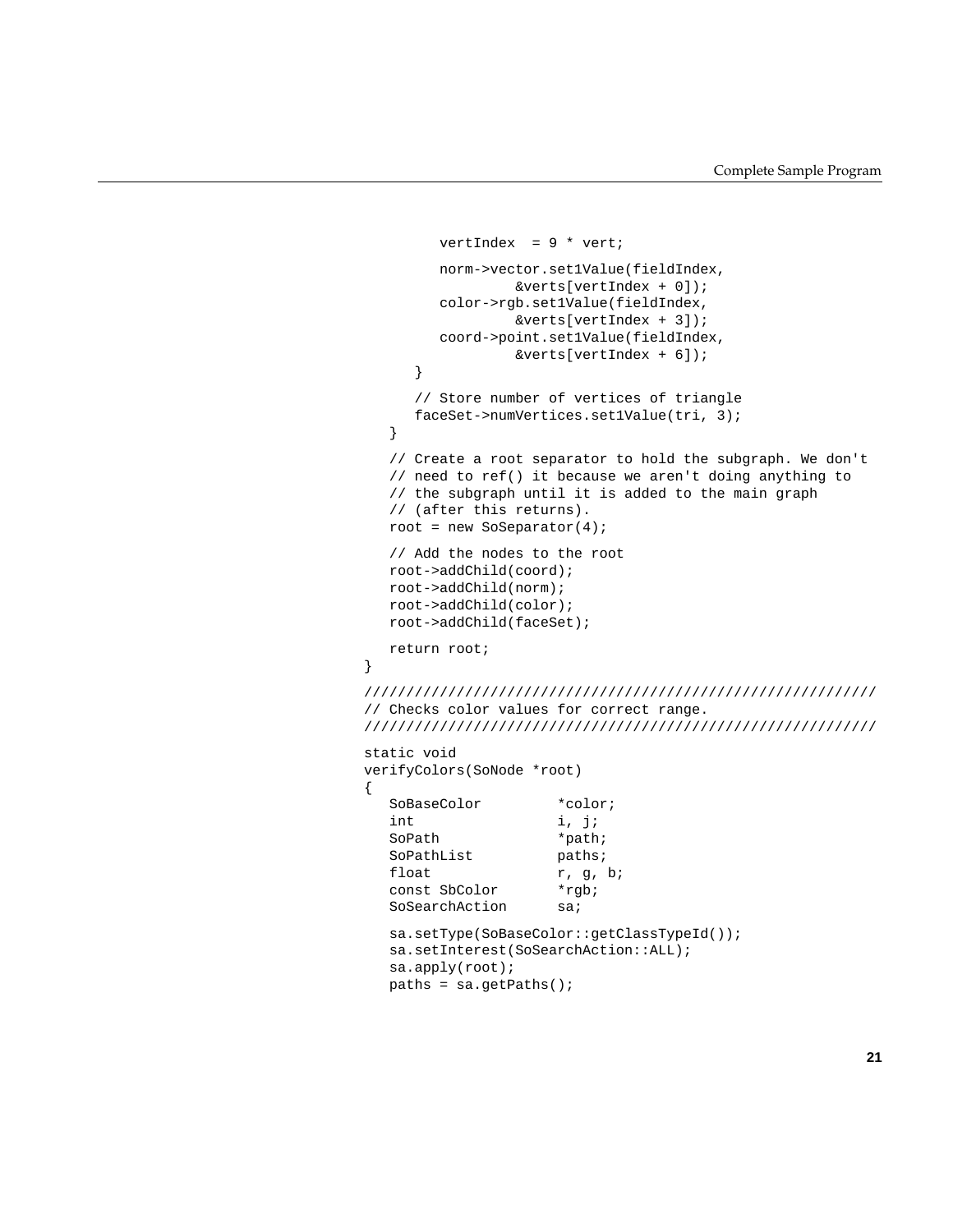```
            vertIndex  = 9 * vert;

            norm->vector.set1Value(fieldIndex,
                     &verts[vertIndex + 0]);
            color->rgb.set1Value(fieldIndex,
                     &verts[vertIndex + 3]);
            coord->point.set1Value(fieldIndex,
                     &verts[vertIndex + 6]);
         }

         // Store number of vertices of triangle
         faceSet->numVertices.set1Value(tri, 3);
      }

      // Create a root separator to hold the subgraph. We don't
      // need to ref() it because we aren't doing anything to
      // the subgraph until it is added to the main graph
      // (after this returns).
      root = new SoSeparator(4);

      // Add the nodes to the root
      root->addChild(coord);
      root->addChild(norm);
      root->addChild(color);
      root->addChild(faceSet);

      return root;
   }

   /////////////////////////////////////////////////////////////
   // Checks color values for correct range.
   /////////////////////////////////////////////////////////////

   static void
   verifyColors(SoNode *root)
   {
      SoBaseColor         *color;
      int                 i, j;
      SoPath              *path;
      SoPathList          paths;
      float               r, g, b;
      const SbColor       *rgb;
      SoSearchAction      sa;

      sa.setType(SoBaseColor::getClassTypeId());
      sa.setInterest(SoSearchAction::ALL);
      sa.apply(root);
      paths = sa.getPaths();
```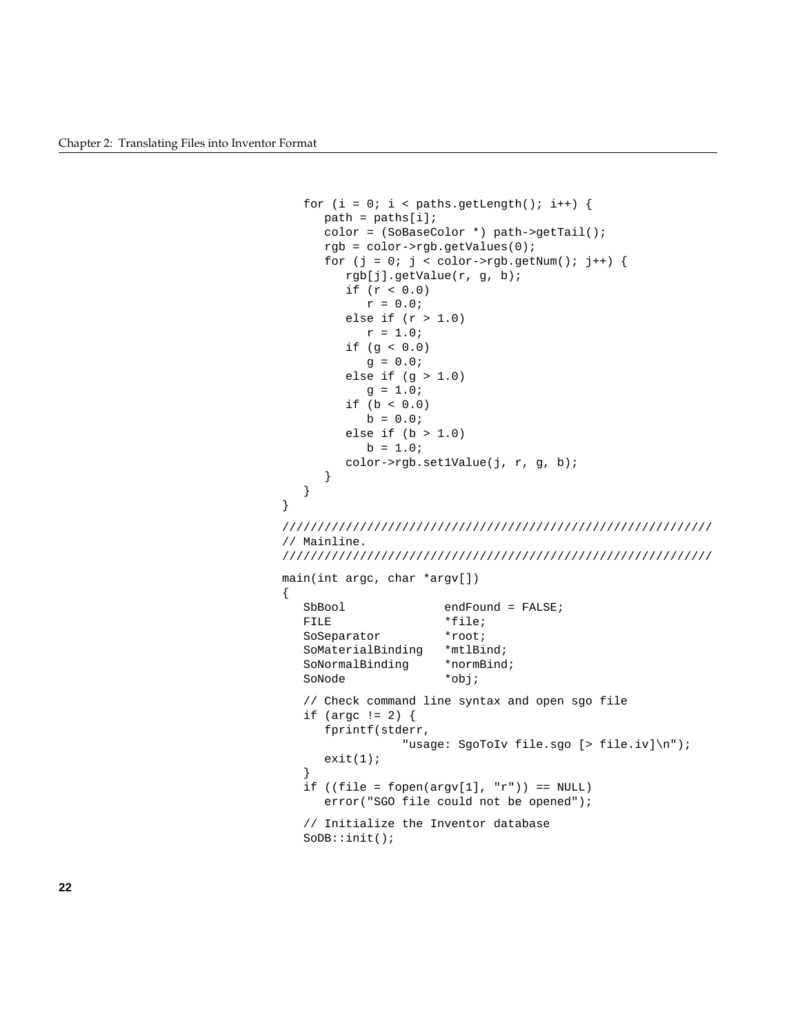```
   for (i = 0; i < paths.getLength(); i++) {
      path = paths[i];
      color = (SoBaseColor *) path->getTail();
      rgb = color->rgb.getValues(0);
      for (j = 0; j < color->rgb.getNum(); j++) {
         rgb[j].getValue(r, g, b);
         if (r < 0.0)
            r = 0.0;
         else if (r > 1.0)
            r = 1.0;
         if (g < 0.0)
            g = 0.0;
         else if (g > 1.0)
            g = 1.0;
         if (b < 0.0)
            b = 0.0;
         else if (b > 1.0)
            b = 1.0;
         color->rgb.set1Value(j, r, g, b);
      }
   }
}
//////////////////////////////////////////////////////////////
// Mainline.
//////////////////////////////////////////////////////////////

main(int argc, char *argv[])
{
   SbBool              endFound = FALSE;
   FILE                *file;
   SoSeparator         *root;
   SoMaterialBinding   *mtlBind;
   SoNormalBinding     *normBind;
   SoNode              *obj;

   // Check command line syntax and open sgo file
   if (argc != 2) {
      fprintf(stderr,
              "usage: SgoToIv file.sgo [> file.iv]\n");
      exit(1);
   }
   if ((file = fopen(argv[1], "r")) == NULL)
      error("SGO file could not be opened");

   // Initialize the Inventor database
   SoDB::init();
```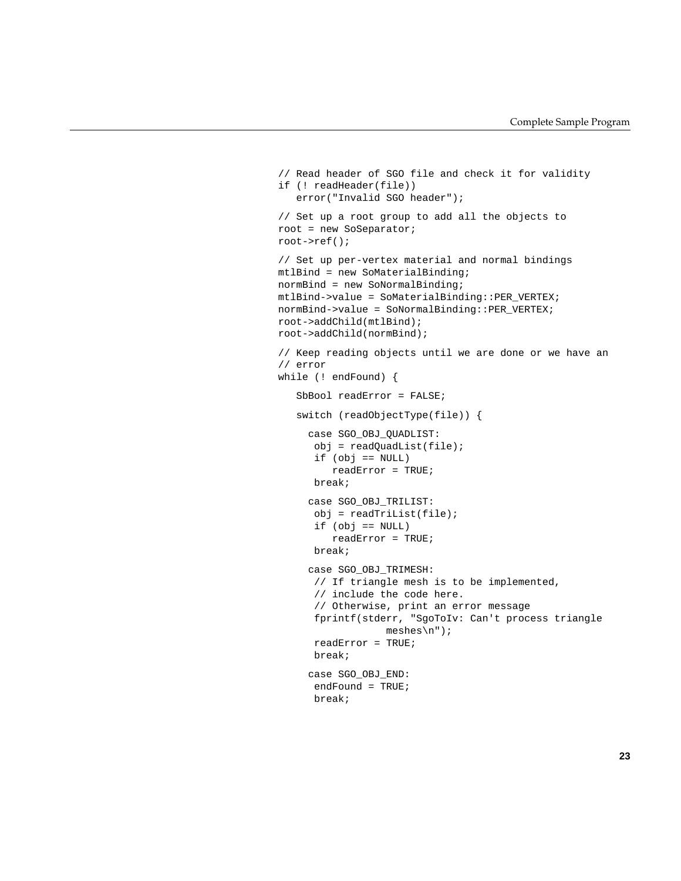```
// Read header of SGO file and check it for validity
if (! readHeader(file))
   error("Invalid SGO header");

// Set up a root group to add all the objects to
root = new SoSeparator;
root->ref();

// Set up per-vertex material and normal bindings
mtlBind = new SoMaterialBinding;
normBind = new SoNormalBinding;
mtlBind->value = SoMaterialBinding::PER_VERTEX;
normBind->value = SoNormalBinding::PER_VERTEX;
root->addChild(mtlBind);
root->addChild(normBind);

// Keep reading objects until we are done or we have an
// error
while (! endFound) {

   SbBool readError = FALSE;

   switch (readObjectType(file)) {

     case SGO_OBJ_QUADLIST:
      obj = readQuadList(file);
      if (obj == NULL)
         readError = TRUE;
      break;

     case SGO_OBJ_TRILIST:
      obj = readTriList(file);
      if (obj == NULL)
         readError = TRUE;
      break;

     case SGO_OBJ_TRIMESH:
      // If triangle mesh is to be implemented,
      // include the code here.
      // Otherwise, print an error message
      fprintf(stderr, "SgoToIv: Can't process triangle
                  meshes\n");
      readError = TRUE;
      break;

     case SGO_OBJ_END:
      endFound = TRUE;
      break;
```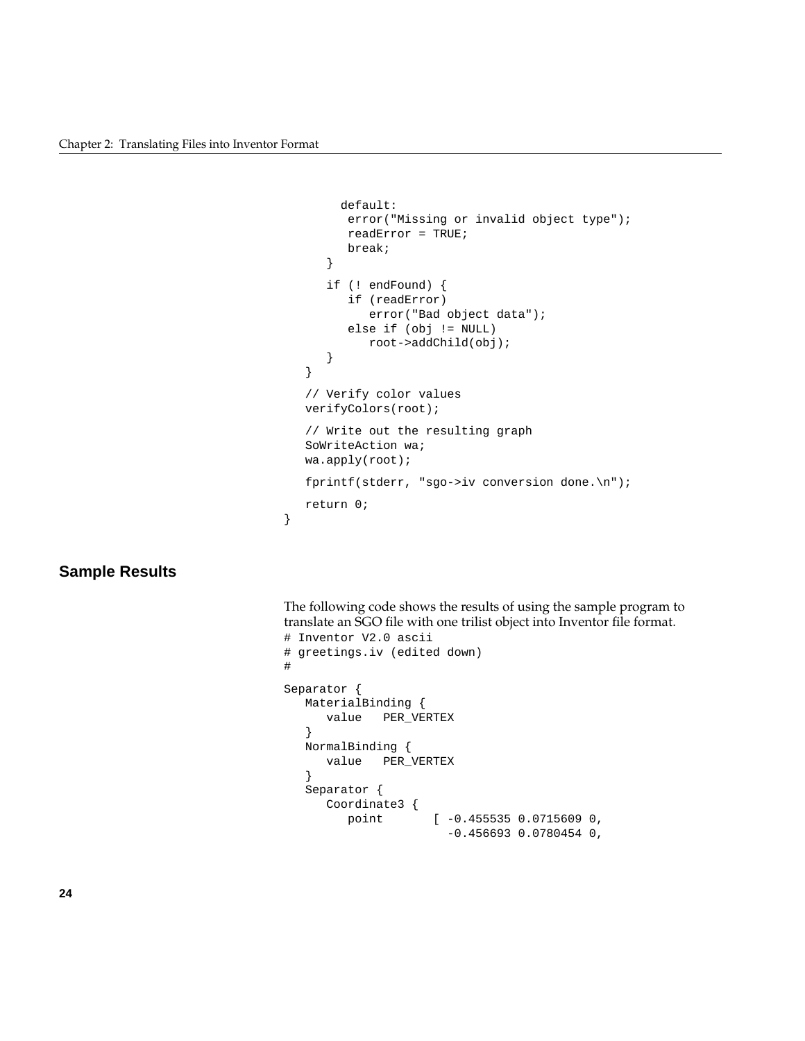```
         default:
          error("Missing or invalid object type");
          readError = TRUE;
          break;
      }
      if (! endFound) {
         if (readError)
            error("Bad object data");
         else if (obj != NULL)
            root->addChild(obj);
      }
   }
   // Verify color values
   verifyColors(root);
   // Write out the resulting graph
   SoWriteAction wa;
   wa.apply(root);
   fprintf(stderr, "sgo->iv conversion done.\n");
   return 0;
}
```

## Sample Results

The following code shows the results of using the sample program to translate an SGO file with one trilist object into Inventor file format.

```
# Inventor V2.0 ascii
# greetings.iv (edited down)
#

Separator {
   MaterialBinding {
      value   PER_VERTEX
   }
   NormalBinding {
      value   PER_VERTEX
   }
   Separator {
      Coordinate3 {
         point       [ -0.455535 0.0715609 0,
                       -0.456693 0.0780454 0,
```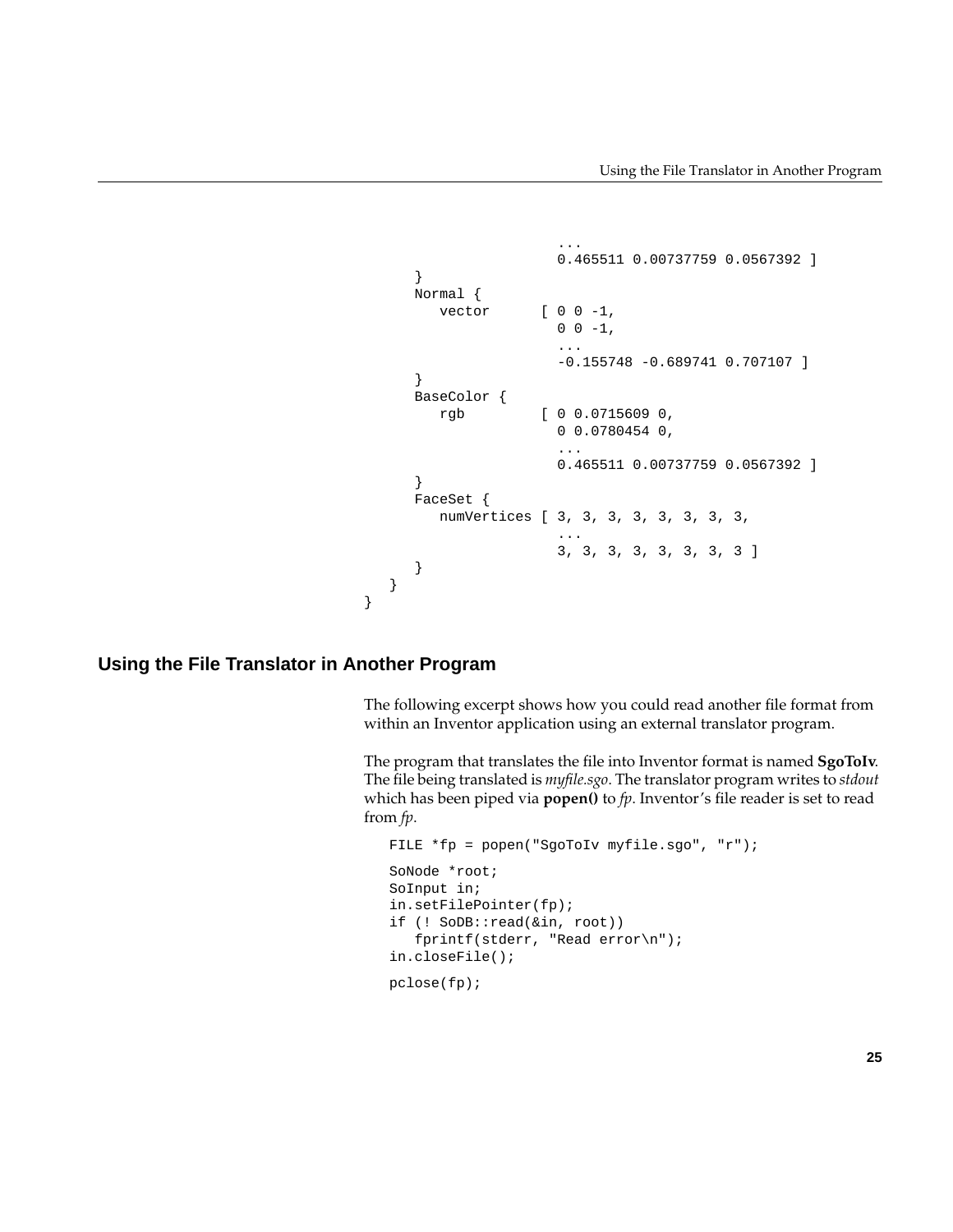```
                        ...
                        0.465511 0.00737759 0.0567392 ]
        }
        Normal {
           vector      [ 0 0 -1,
                        0 0 -1,
                        ...
                        -0.155748 -0.689741 0.707107 ]
        }
        BaseColor {
           rgb         [ 0 0.0715609 0,
                        0 0.0780454 0,
                        ...
                        0.465511 0.00737759 0.0567392 ]
        }
        FaceSet {
           numVertices [ 3, 3, 3, 3, 3, 3, 3, 3,
                        ...
                        3, 3, 3, 3, 3, 3, 3, 3 ]
        }
    }
}
```

## Using the File Translator in Another Program

The following excerpt shows how you could read another file format from within an Inventor application using an external translator program.

The program that translates the file into Inventor format is named **SgoToIv**. The file being translated is *myfile.sgo*. The translator program writes to *stdout* which has been piped via **popen()** to *fp*. Inventor's file reader is set to read from *fp*.

```
FILE *fp = popen("SgoToIv myfile.sgo", "r");

SoNode *root;
SoInput in;
in.setFilePointer(fp);
if (! SoDB::read(&in, root))
   fprintf(stderr, "Read error\n");
in.closeFile();

pclose(fp);
```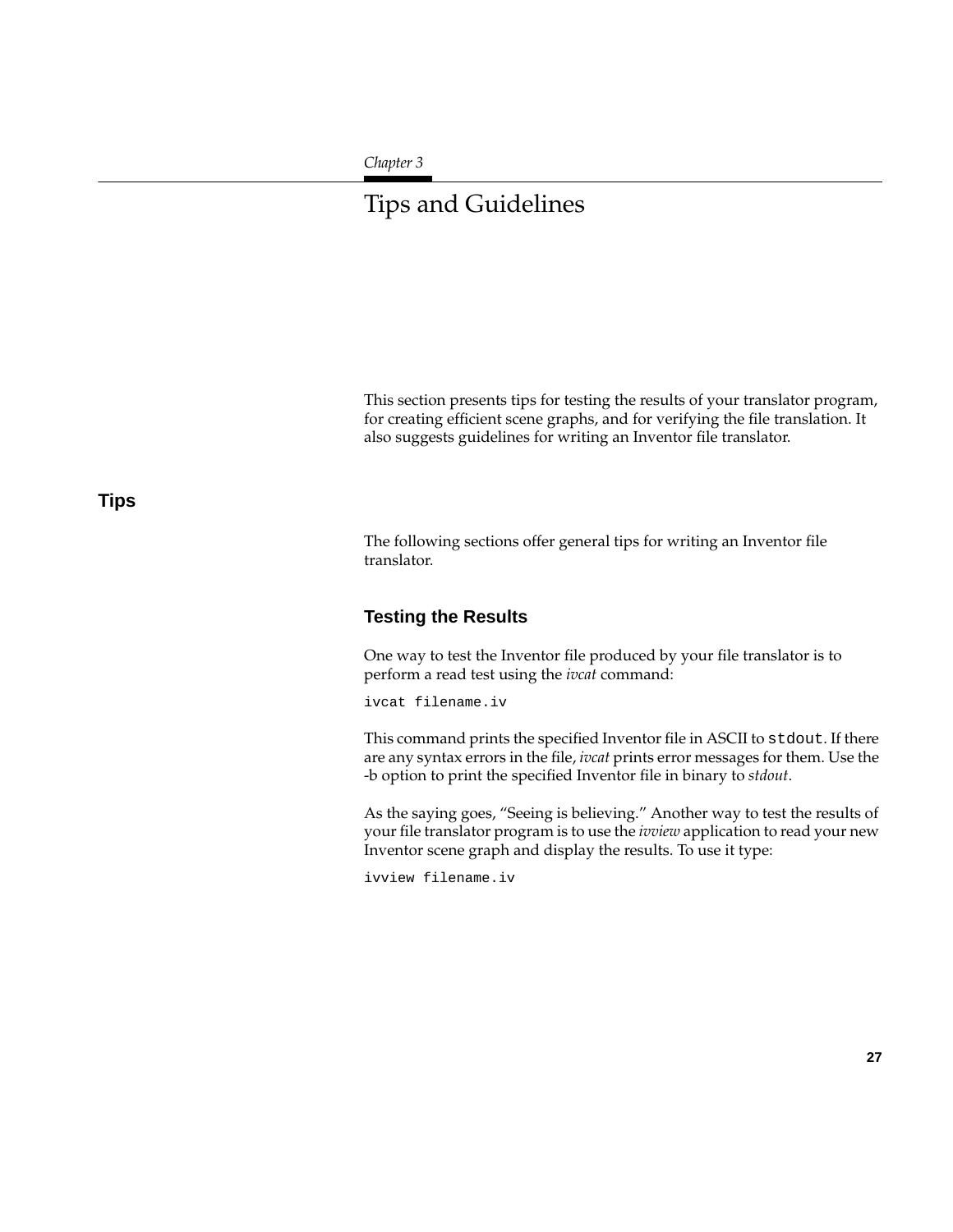*Chapter 3*

# Tips and Guidelines

This section presents tips for testing the results of your translator program, for creating efficient scene graphs, and for verifying the file translation. It also suggests guidelines for writing an Inventor file translator.

## Tips

The following sections offer general tips for writing an Inventor file translator.

### Testing the Results

One way to test the Inventor file produced by your file translator is to perform a read test using the *ivcat* command:

```
ivcat filename.iv
```

This command prints the specified Inventor file in ASCII to `stdout`. If there are any syntax errors in the file, *ivcat* prints error messages for them. Use the -b option to print the specified Inventor file in binary to *stdout*.

As the saying goes, "Seeing is believing." Another way to test the results of your file translator program is to use the *ivview* application to read your new Inventor scene graph and display the results. To use it type:

```
ivview filename.iv
```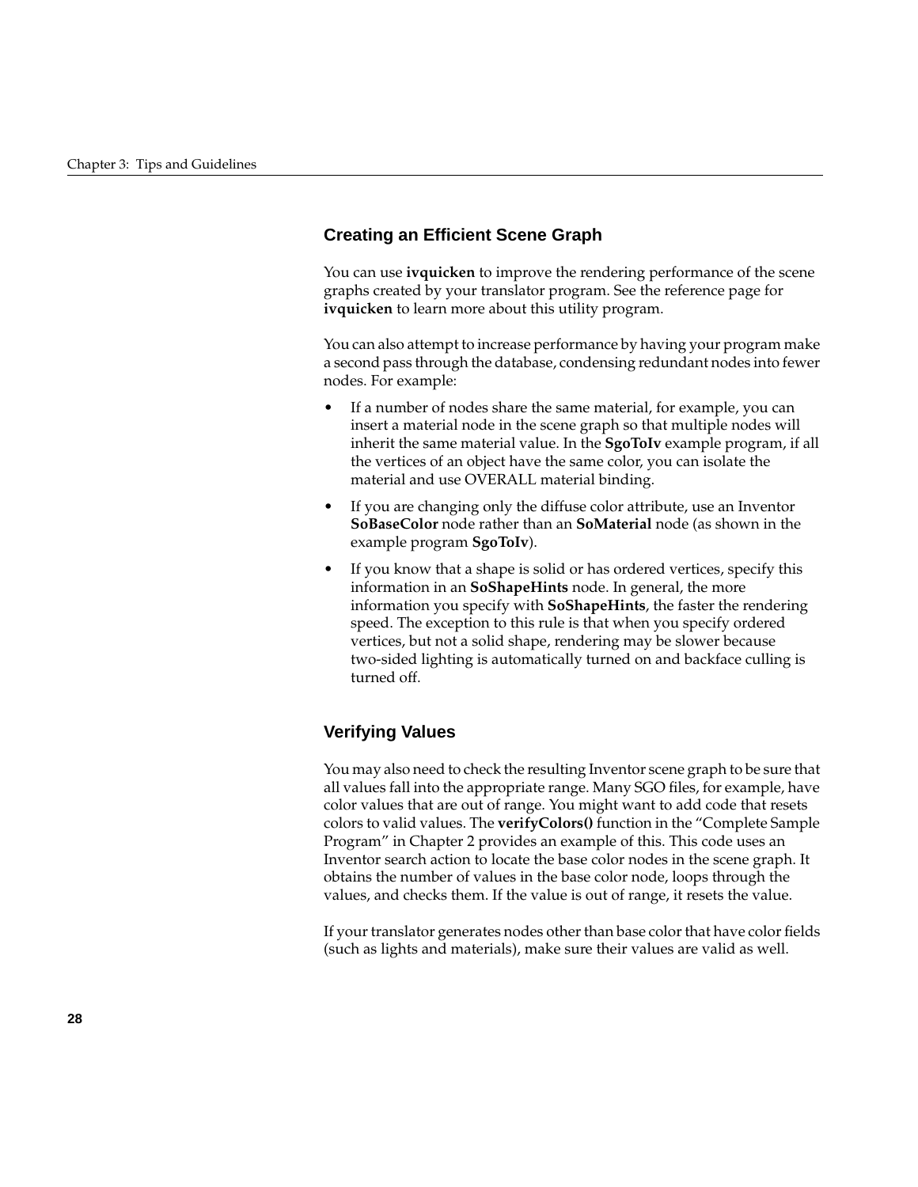## Creating an Efficient Scene Graph

You can use **ivquicken** to improve the rendering performance of the scene graphs created by your translator program. See the reference page for **ivquicken** to learn more about this utility program.

You can also attempt to increase performance by having your program make a second pass through the database, condensing redundant nodes into fewer nodes. For example:

- If a number of nodes share the same material, for example, you can insert a material node in the scene graph so that multiple nodes will inherit the same material value. In the **SgoToIv** example program, if all the vertices of an object have the same color, you can isolate the material and use OVERALL material binding.
- If you are changing only the diffuse color attribute, use an Inventor **SoBaseColor** node rather than an **SoMaterial** node (as shown in the example program **SgoToIv**).
- If you know that a shape is solid or has ordered vertices, specify this information in an **SoShapeHints** node. In general, the more information you specify with **SoShapeHints**, the faster the rendering speed. The exception to this rule is that when you specify ordered vertices, but not a solid shape, rendering may be slower because two-sided lighting is automatically turned on and backface culling is turned off.

## Verifying Values

You may also need to check the resulting Inventor scene graph to be sure that all values fall into the appropriate range. Many SGO files, for example, have color values that are out of range. You might want to add code that resets colors to valid values. The **verifyColors()** function in the "Complete Sample Program" in Chapter 2 provides an example of this. This code uses an Inventor search action to locate the base color nodes in the scene graph. It obtains the number of values in the base color node, loops through the values, and checks them. If the value is out of range, it resets the value.

If your translator generates nodes other than base color that have color fields (such as lights and materials), make sure their values are valid as well.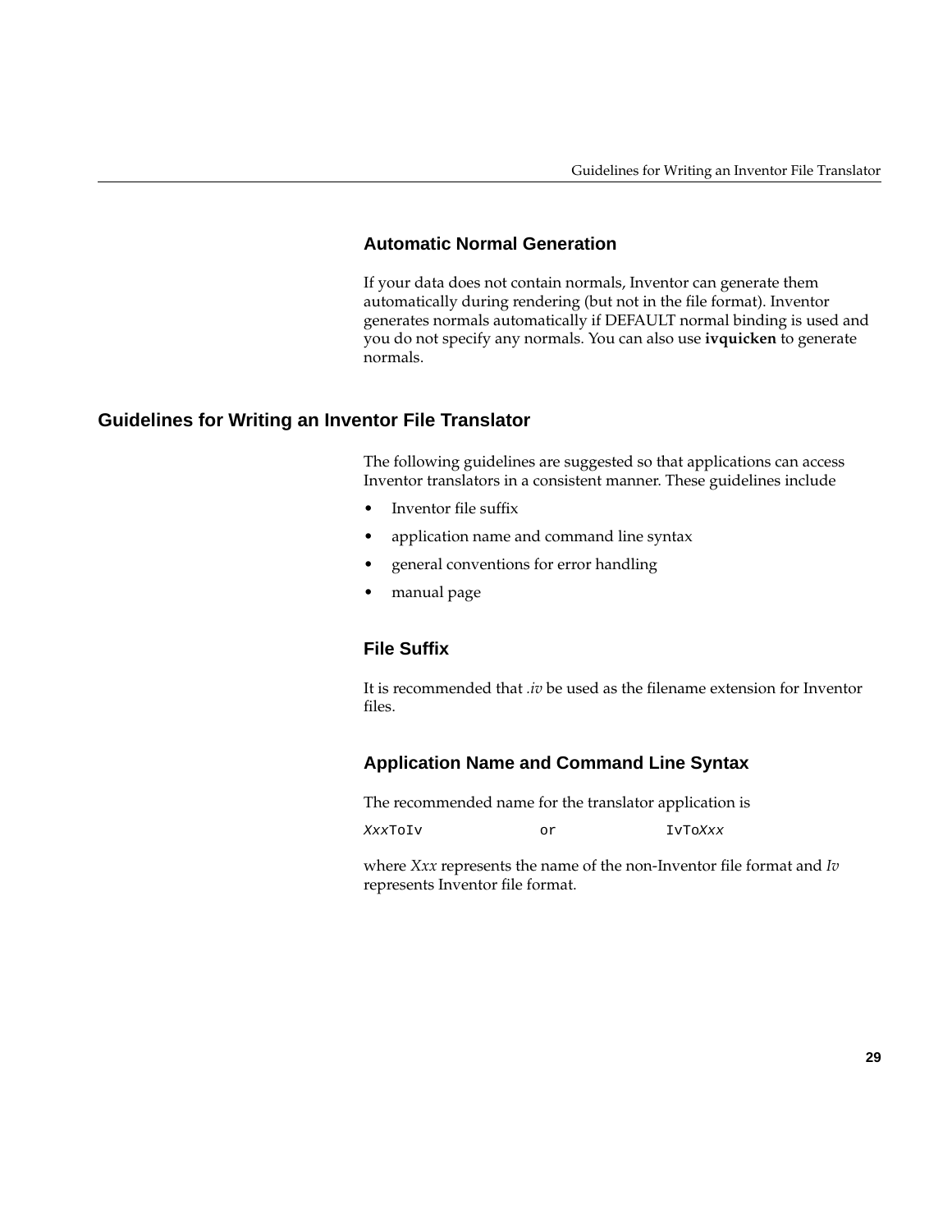### Automatic Normal Generation

If your data does not contain normals, Inventor can generate them automatically during rendering (but not in the file format). Inventor generates normals automatically if DEFAULT normal binding is used and you do not specify any normals. You can also use **ivquicken** to generate normals.

## Guidelines for Writing an Inventor File Translator

The following guidelines are suggested so that applications can access Inventor translators in a consistent manner. These guidelines include

- Inventor file suffix
- application name and command line syntax
- general conventions for error handling
- manual page

### File Suffix

It is recommended that *.iv* be used as the filename extension for Inventor files.

### Application Name and Command Line Syntax

The recommended name for the translator application is

```
XxxToIv          or          IvToXxx
```

where *Xxx* represents the name of the non-Inventor file format and *Iv* represents Inventor file format.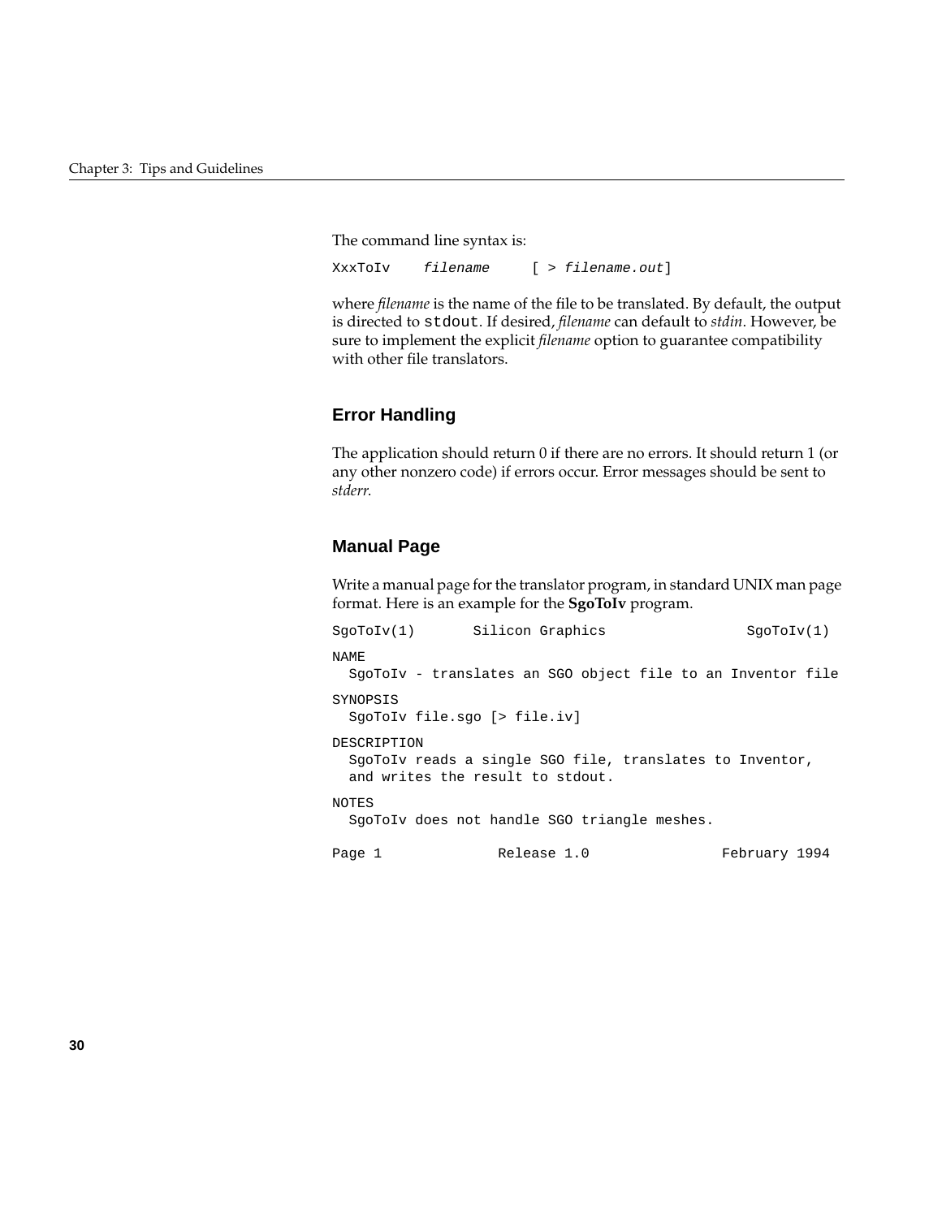The command line syntax is:

```
XxxToIv    filename     [ > filename.out]
```

where *filename* is the name of the file to be translated. By default, the output is directed to `stdout`. If desired, *filename* can default to *stdin*. However, be sure to implement the explicit *filename* option to guarantee compatibility with other file translators.

## Error Handling

The application should return 0 if there are no errors. It should return 1 (or any other nonzero code) if errors occur. Error messages should be sent to *stderr*.

## Manual Page

Write a manual page for the translator program, in standard UNIX man page format. Here is an example for the **SgoToIv** program.

```
SgoToIv(1)       Silicon Graphics                 SgoToIv(1)

NAME
  SgoToIv - translates an SGO object file to an Inventor file

SYNOPSIS
  SgoToIv file.sgo [> file.iv]

DESCRIPTION
  SgoToIv reads a single SGO file, translates to Inventor,
  and writes the result to stdout.

NOTES
  SgoToIv does not handle SGO triangle meshes.

Page 1             Release 1.0               February 1994
```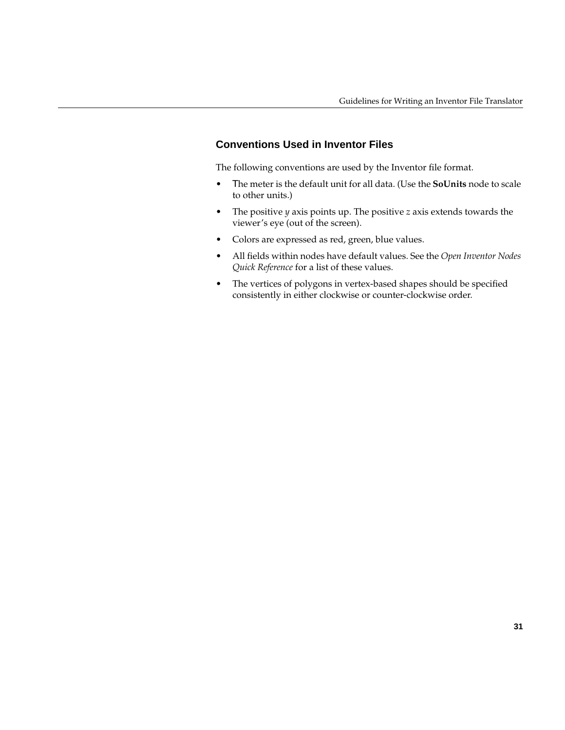## Conventions Used in Inventor Files

The following conventions are used by the Inventor file format.

- The meter is the default unit for all data. (Use the **SoUnits** node to scale to other units.)
- The positive *y* axis points up. The positive *z* axis extends towards the viewer's eye (out of the screen).
- Colors are expressed as red, green, blue values.
- All fields within nodes have default values. See the *Open Inventor Nodes Quick Reference* for a list of these values.
- The vertices of polygons in vertex-based shapes should be specified consistently in either clockwise or counter-clockwise order.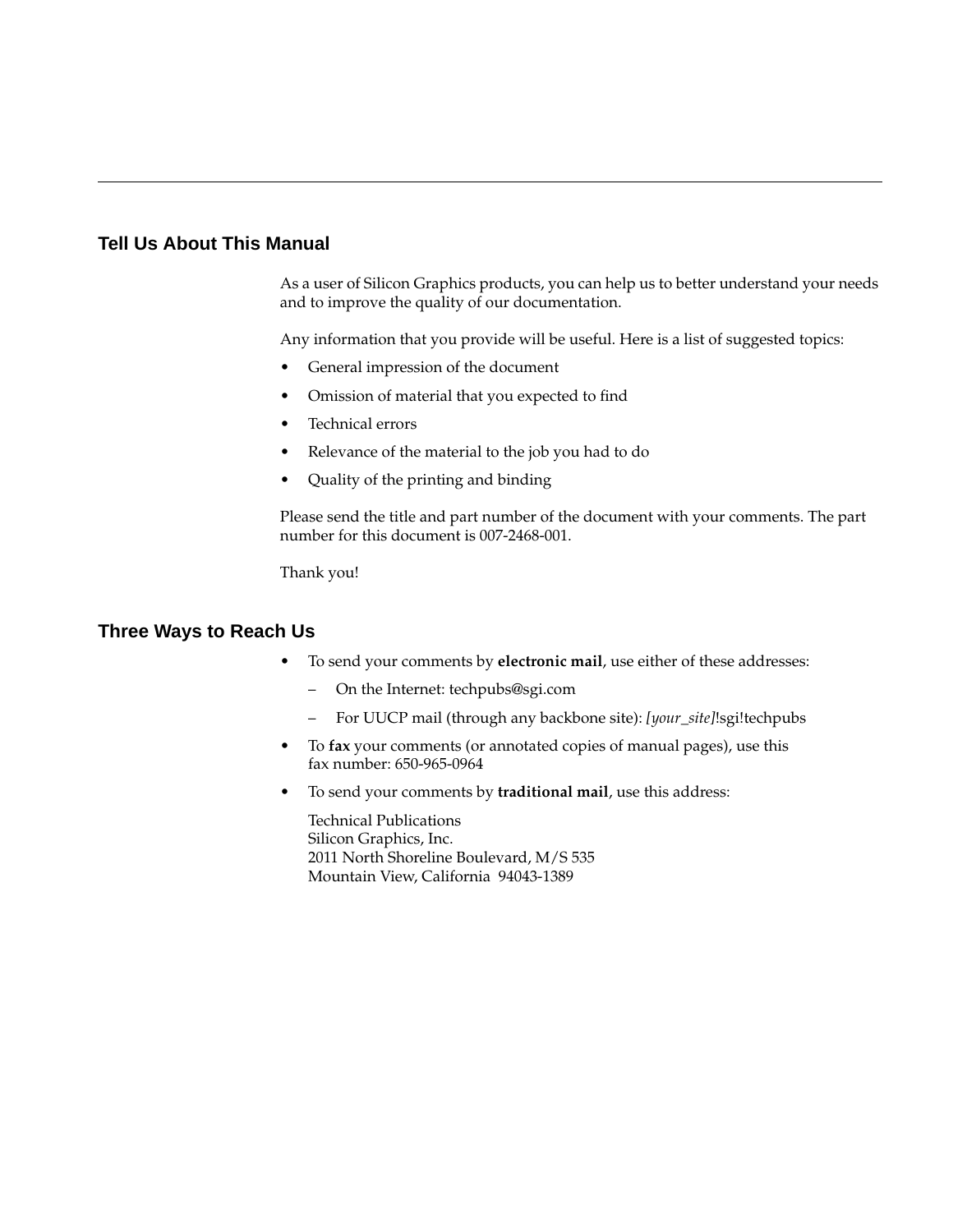## Tell Us About This Manual

As a user of Silicon Graphics products, you can help us to better understand your needs and to improve the quality of our documentation.

Any information that you provide will be useful. Here is a list of suggested topics:

- General impression of the document
- Omission of material that you expected to find
- Technical errors
- Relevance of the material to the job you had to do
- Quality of the printing and binding

Please send the title and part number of the document with your comments. The part number for this document is 007-2468-001.

Thank you!

## Three Ways to Reach Us

- To send your comments by **electronic mail**, use either of these addresses:
  - On the Internet: techpubs@sgi.com
  - For UUCP mail (through any backbone site): *[your_site]*!sgi!techpubs
- To **fax** your comments (or annotated copies of manual pages), use this fax number: 650-965-0964
- To send your comments by **traditional mail**, use this address:

  Technical Publications  
  Silicon Graphics, Inc.  
  2011 North Shoreline Boulevard, M/S 535  
  Mountain View, California 94043-1389